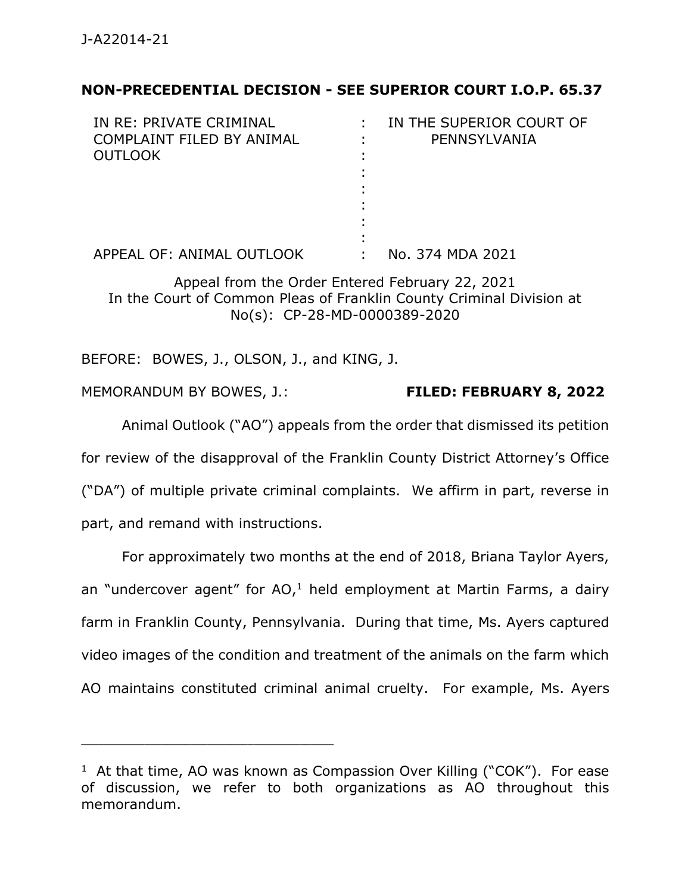J-A22014-21

**NON-PRECEDENTIAL DECISION - SEE SUPERIOR COURT I.O.P. 65.37**

| IN RE: PRIVATE CRIMINAL COMPLAINT FILED BY ANIMAL OUTLOOK | : | IN THE SUPERIOR COURT OF PENNSYLVANIA |
|---|---|---|
| APPEAL OF: ANIMAL OUTLOOK | : | No. 374 MDA 2021 |

Appeal from the Order Entered February 22, 2021
In the Court of Common Pleas of Franklin County Criminal Division at No(s): CP-28-MD-0000389-2020

BEFORE: BOWES, J., OLSON, J., and KING, J.

MEMORANDUM BY BOWES, J.: **FILED: FEBRUARY 8, 2022**

Animal Outlook ("AO") appeals from the order that dismissed its petition for review of the disapproval of the Franklin County District Attorney's Office ("DA") of multiple private criminal complaints. We affirm in part, reverse in part, and remand with instructions.

For approximately two months at the end of 2018, Briana Taylor Ayers, an "undercover agent" for AO,[1] held employment at Martin Farms, a dairy farm in Franklin County, Pennsylvania. During that time, Ms. Ayers captured video images of the condition and treatment of the animals on the farm which AO maintains constituted criminal animal cruelty. For example, Ms. Ayers

---

[1] At that time, AO was known as Compassion Over Killing ("COK"). For ease of discussion, we refer to both organizations as AO throughout this memorandum.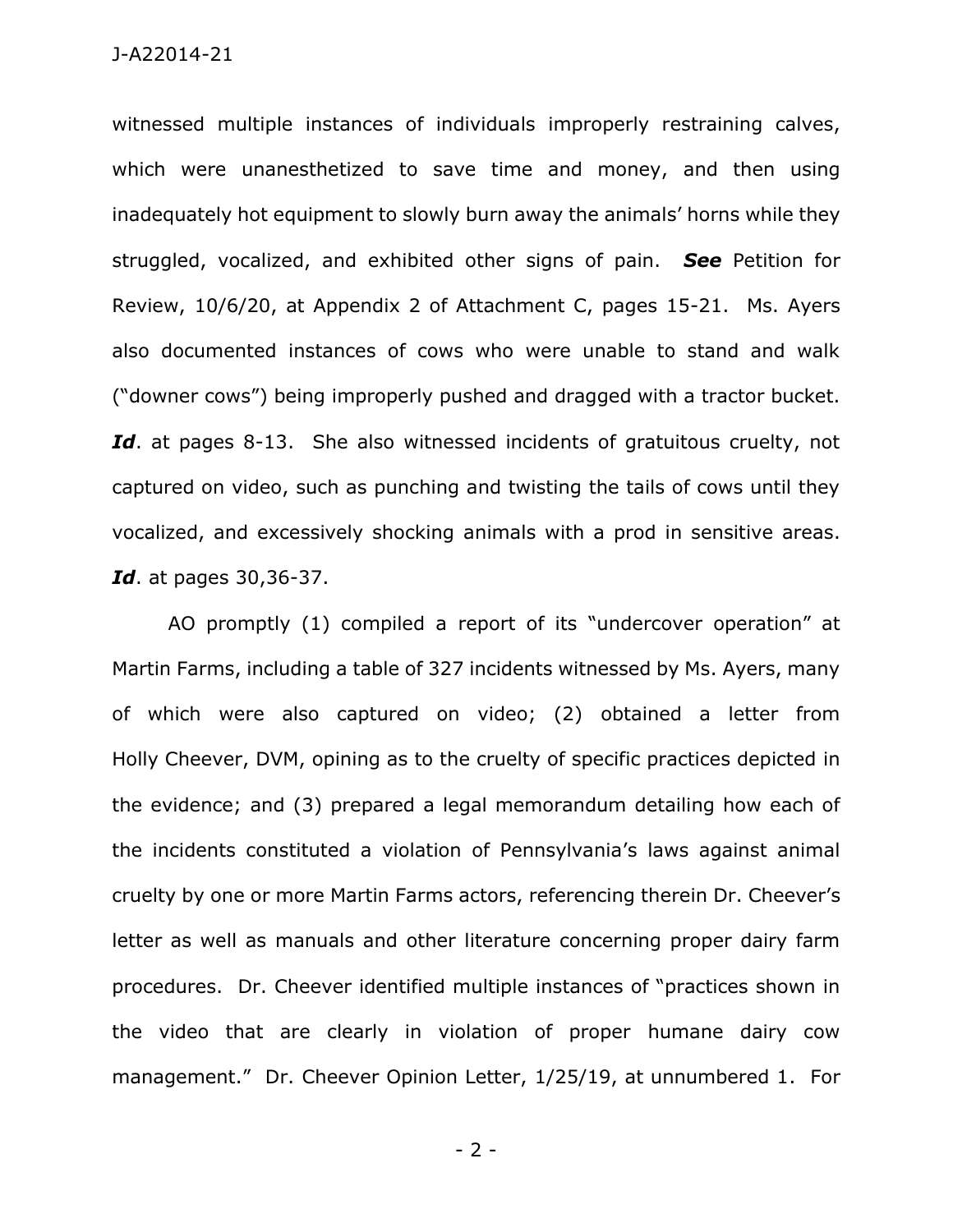witnessed multiple instances of individuals improperly restraining calves, which were unanesthetized to save time and money, and then using inadequately hot equipment to slowly burn away the animals' horns while they struggled, vocalized, and exhibited other signs of pain. ***See*** Petition for Review, 10/6/20, at Appendix 2 of Attachment C, pages 15-21. Ms. Ayers also documented instances of cows who were unable to stand and walk ("downer cows") being improperly pushed and dragged with a tractor bucket. ***Id***. at pages 8-13. She also witnessed incidents of gratuitous cruelty, not captured on video, such as punching and twisting the tails of cows until they vocalized, and excessively shocking animals with a prod in sensitive areas. ***Id***. at pages 30,36-37.

AO promptly (1) compiled a report of its "undercover operation" at Martin Farms, including a table of 327 incidents witnessed by Ms. Ayers, many of which were also captured on video; (2) obtained a letter from Holly Cheever, DVM, opining as to the cruelty of specific practices depicted in the evidence; and (3) prepared a legal memorandum detailing how each of the incidents constituted a violation of Pennsylvania's laws against animal cruelty by one or more Martin Farms actors, referencing therein Dr. Cheever's letter as well as manuals and other literature concerning proper dairy farm procedures. Dr. Cheever identified multiple instances of "practices shown in the video that are clearly in violation of proper humane dairy cow management." Dr. Cheever Opinion Letter, 1/25/19, at unnumbered 1. For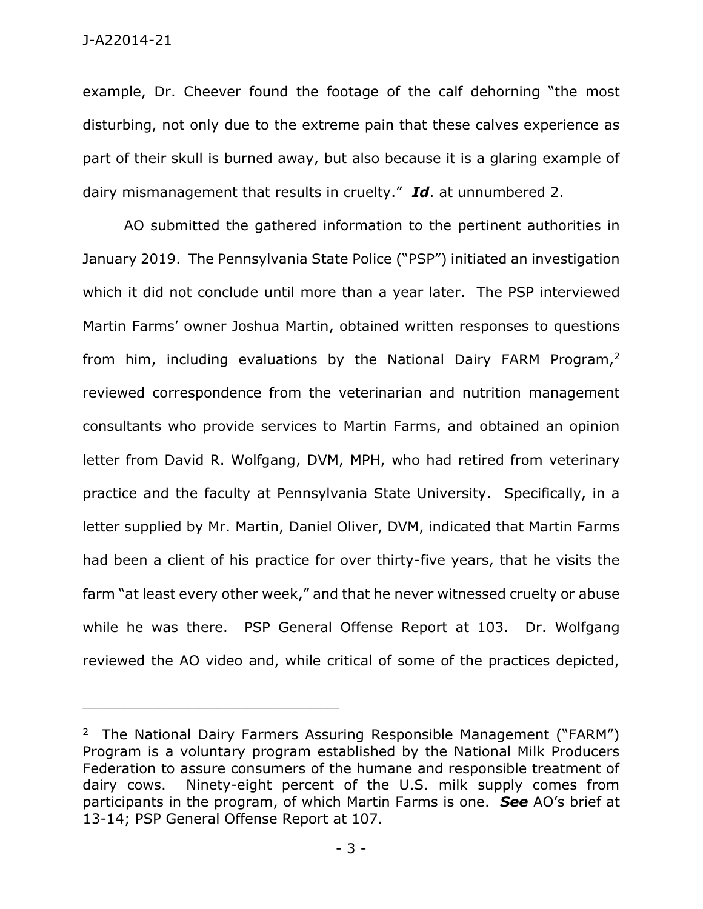example, Dr. Cheever found the footage of the calf dehorning "the most disturbing, not only due to the extreme pain that these calves experience as part of their skull is burned away, but also because it is a glaring example of dairy mismanagement that results in cruelty." ***Id***. at unnumbered 2.

AO submitted the gathered information to the pertinent authorities in January 2019. The Pennsylvania State Police ("PSP") initiated an investigation which it did not conclude until more than a year later. The PSP interviewed Martin Farms' owner Joshua Martin, obtained written responses to questions from him, including evaluations by the National Dairy FARM Program,[2] reviewed correspondence from the veterinarian and nutrition management consultants who provide services to Martin Farms, and obtained an opinion letter from David R. Wolfgang, DVM, MPH, who had retired from veterinary practice and the faculty at Pennsylvania State University. Specifically, in a letter supplied by Mr. Martin, Daniel Oliver, DVM, indicated that Martin Farms had been a client of his practice for over thirty-five years, that he visits the farm "at least every other week," and that he never witnessed cruelty or abuse while he was there. PSP General Offense Report at 103. Dr. Wolfgang reviewed the AO video and, while critical of some of the practices depicted,

---

[2] The National Dairy Farmers Assuring Responsible Management ("FARM") Program is a voluntary program established by the National Milk Producers Federation to assure consumers of the humane and responsible treatment of dairy cows. Ninety-eight percent of the U.S. milk supply comes from participants in the program, of which Martin Farms is one. ***See*** AO's brief at 13-14; PSP General Offense Report at 107.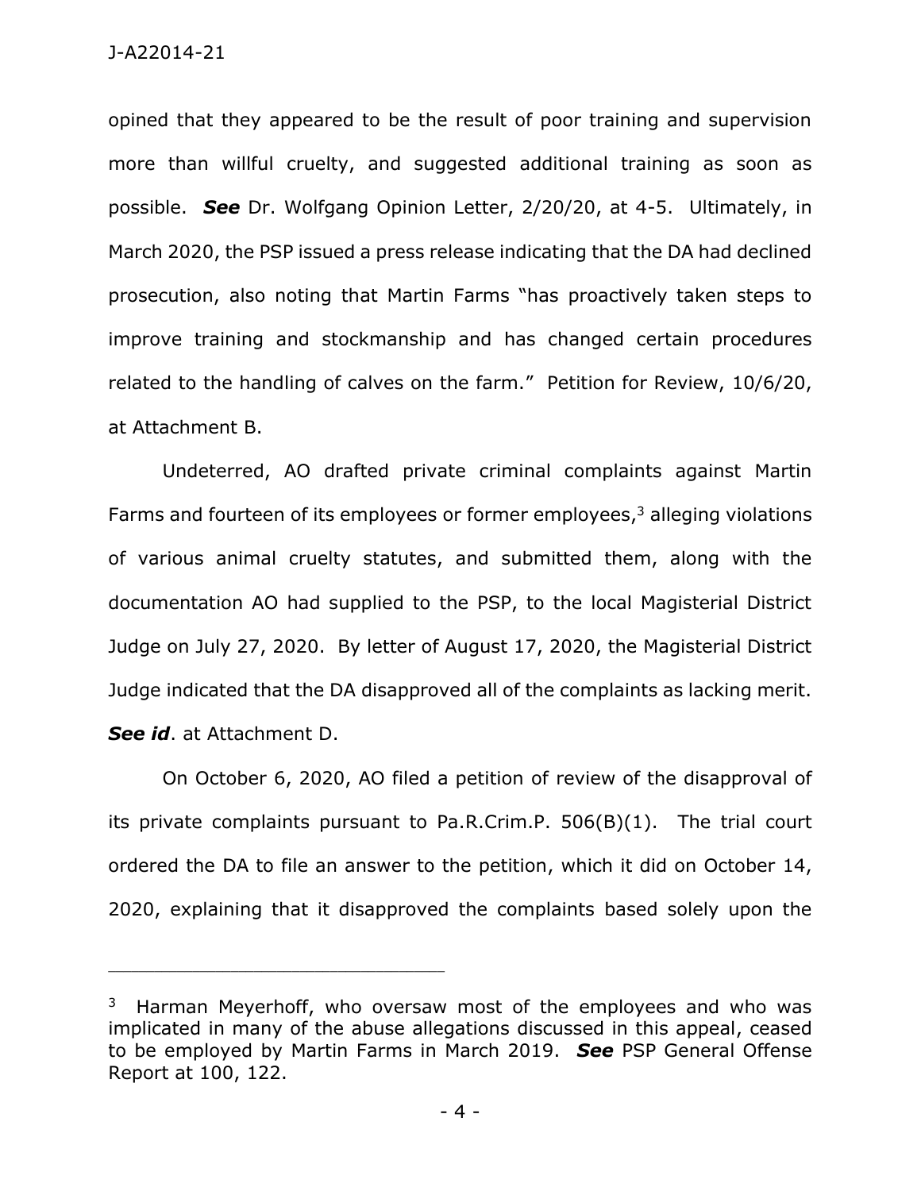opined that they appeared to be the result of poor training and supervision more than willful cruelty, and suggested additional training as soon as possible. ***See*** Dr. Wolfgang Opinion Letter, 2/20/20, at 4-5. Ultimately, in March 2020, the PSP issued a press release indicating that the DA had declined prosecution, also noting that Martin Farms "has proactively taken steps to improve training and stockmanship and has changed certain procedures related to the handling of calves on the farm." Petition for Review, 10/6/20, at Attachment B.

Undeterred, AO drafted private criminal complaints against Martin Farms and fourteen of its employees or former employees,[3] alleging violations of various animal cruelty statutes, and submitted them, along with the documentation AO had supplied to the PSP, to the local Magisterial District Judge on July 27, 2020. By letter of August 17, 2020, the Magisterial District Judge indicated that the DA disapproved all of the complaints as lacking merit. ***See id***. at Attachment D.

On October 6, 2020, AO filed a petition of review of the disapproval of its private complaints pursuant to Pa.R.Crim.P. 506(B)(1). The trial court ordered the DA to file an answer to the petition, which it did on October 14, 2020, explaining that it disapproved the complaints based solely upon the

---

[3] Harman Meyerhoff, who oversaw most of the employees and who was implicated in many of the abuse allegations discussed in this appeal, ceased to be employed by Martin Farms in March 2019. ***See*** PSP General Offense Report at 100, 122.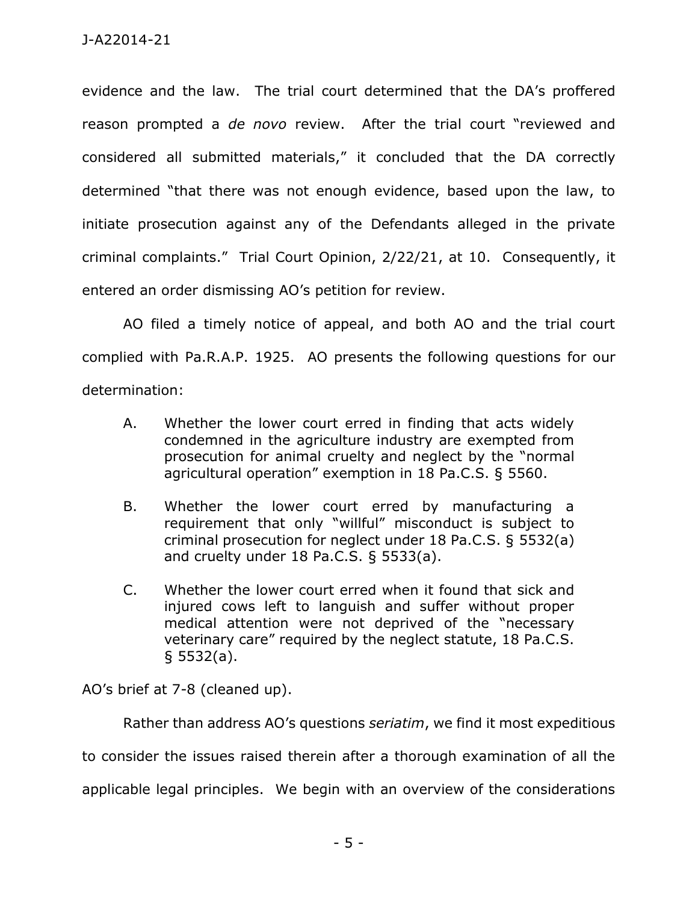evidence and the law. The trial court determined that the DA's proffered reason prompted a *de novo* review. After the trial court "reviewed and considered all submitted materials," it concluded that the DA correctly determined "that there was not enough evidence, based upon the law, to initiate prosecution against any of the Defendants alleged in the private criminal complaints." Trial Court Opinion, 2/22/21, at 10. Consequently, it entered an order dismissing AO's petition for review.

AO filed a timely notice of appeal, and both AO and the trial court complied with Pa.R.A.P. 1925. AO presents the following questions for our determination:

> A. Whether the lower court erred in finding that acts widely condemned in the agriculture industry are exempted from prosecution for animal cruelty and neglect by the "normal agricultural operation" exemption in 18 Pa.C.S. § 5560.
>
> B. Whether the lower court erred by manufacturing a requirement that only "willful" misconduct is subject to criminal prosecution for neglect under 18 Pa.C.S. § 5532(a) and cruelty under 18 Pa.C.S. § 5533(a).
>
> C. Whether the lower court erred when it found that sick and injured cows left to languish and suffer without proper medical attention were not deprived of the "necessary veterinary care" required by the neglect statute, 18 Pa.C.S. § 5532(a).

AO's brief at 7-8 (cleaned up).

Rather than address AO's questions *seriatim*, we find it most expeditious to consider the issues raised therein after a thorough examination of all the applicable legal principles. We begin with an overview of the considerations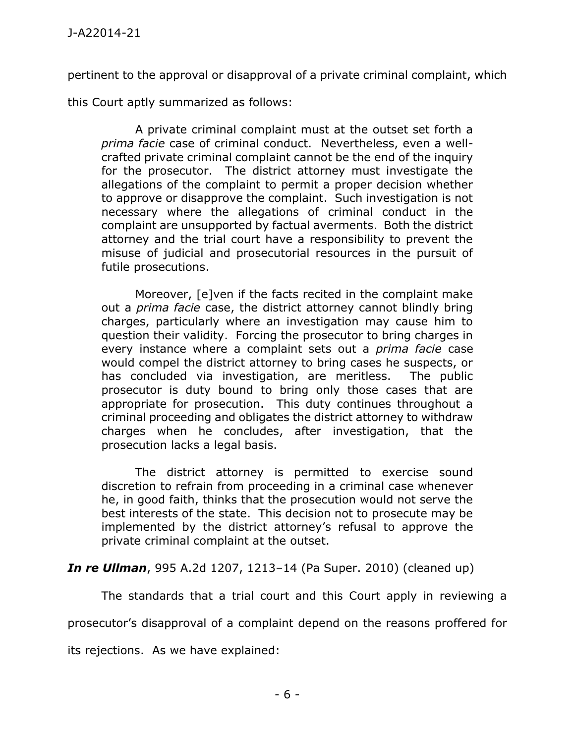pertinent to the approval or disapproval of a private criminal complaint, which this Court aptly summarized as follows:

> A private criminal complaint must at the outset set forth a *prima facie* case of criminal conduct. Nevertheless, even a well-crafted private criminal complaint cannot be the end of the inquiry for the prosecutor. The district attorney must investigate the allegations of the complaint to permit a proper decision whether to approve or disapprove the complaint. Such investigation is not necessary where the allegations of criminal conduct in the complaint are unsupported by factual averments. Both the district attorney and the trial court have a responsibility to prevent the misuse of judicial and prosecutorial resources in the pursuit of futile prosecutions.
>
> Moreover, [e]ven if the facts recited in the complaint make out a *prima facie* case, the district attorney cannot blindly bring charges, particularly where an investigation may cause him to question their validity. Forcing the prosecutor to bring charges in every instance where a complaint sets out a *prima facie* case would compel the district attorney to bring cases he suspects, or has concluded via investigation, are meritless. The public prosecutor is duty bound to bring only those cases that are appropriate for prosecution. This duty continues throughout a criminal proceeding and obligates the district attorney to withdraw charges when he concludes, after investigation, that the prosecution lacks a legal basis.
>
> The district attorney is permitted to exercise sound discretion to refrain from proceeding in a criminal case whenever he, in good faith, thinks that the prosecution would not serve the best interests of the state. This decision not to prosecute may be implemented by the district attorney's refusal to approve the private criminal complaint at the outset.

***In re Ullman***, 995 A.2d 1207, 1213–14 (Pa Super. 2010) (cleaned up)

The standards that a trial court and this Court apply in reviewing a prosecutor's disapproval of a complaint depend on the reasons proffered for its rejections. As we have explained: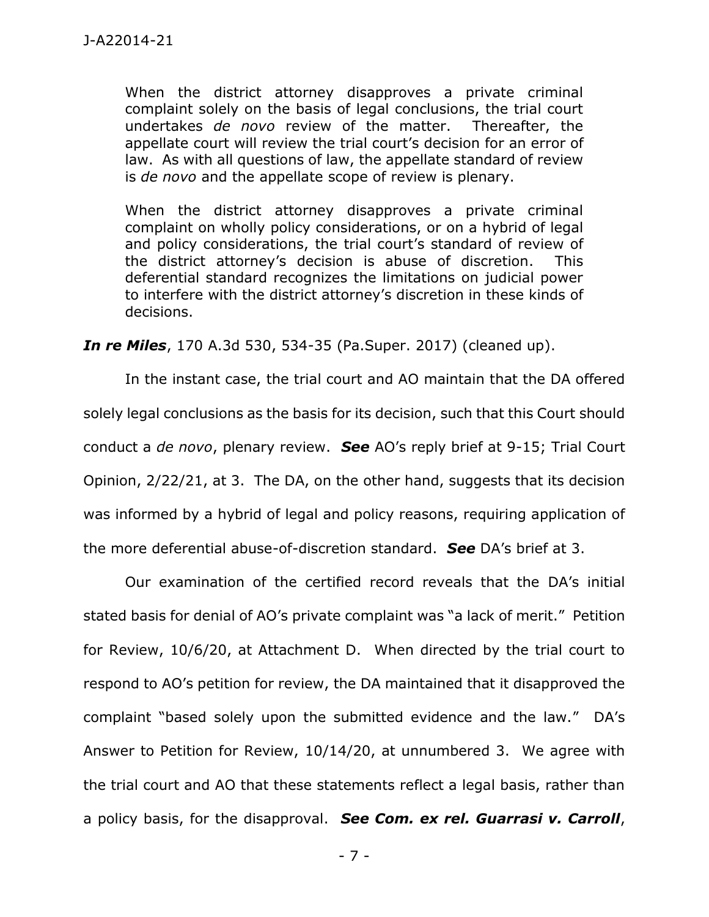> When the district attorney disapproves a private criminal complaint solely on the basis of legal conclusions, the trial court undertakes *de novo* review of the matter. Thereafter, the appellate court will review the trial court's decision for an error of law. As with all questions of law, the appellate standard of review is *de novo* and the appellate scope of review is plenary.
>
> When the district attorney disapproves a private criminal complaint on wholly policy considerations, or on a hybrid of legal and policy considerations, the trial court's standard of review of the district attorney's decision is abuse of discretion. This deferential standard recognizes the limitations on judicial power to interfere with the district attorney's discretion in these kinds of decisions.

***In re Miles***, 170 A.3d 530, 534-35 (Pa.Super. 2017) (cleaned up).

In the instant case, the trial court and AO maintain that the DA offered solely legal conclusions as the basis for its decision, such that this Court should conduct a *de novo*, plenary review. ***See*** AO's reply brief at 9-15; Trial Court Opinion, 2/22/21, at 3. The DA, on the other hand, suggests that its decision was informed by a hybrid of legal and policy reasons, requiring application of the more deferential abuse-of-discretion standard. ***See*** DA's brief at 3.

Our examination of the certified record reveals that the DA's initial stated basis for denial of AO's private complaint was "a lack of merit." Petition for Review, 10/6/20, at Attachment D. When directed by the trial court to respond to AO's petition for review, the DA maintained that it disapproved the complaint "based solely upon the submitted evidence and the law." DA's Answer to Petition for Review, 10/14/20, at unnumbered 3. We agree with the trial court and AO that these statements reflect a legal basis, rather than a policy basis, for the disapproval. ***See Com. ex rel. Guarrasi v. Carroll***,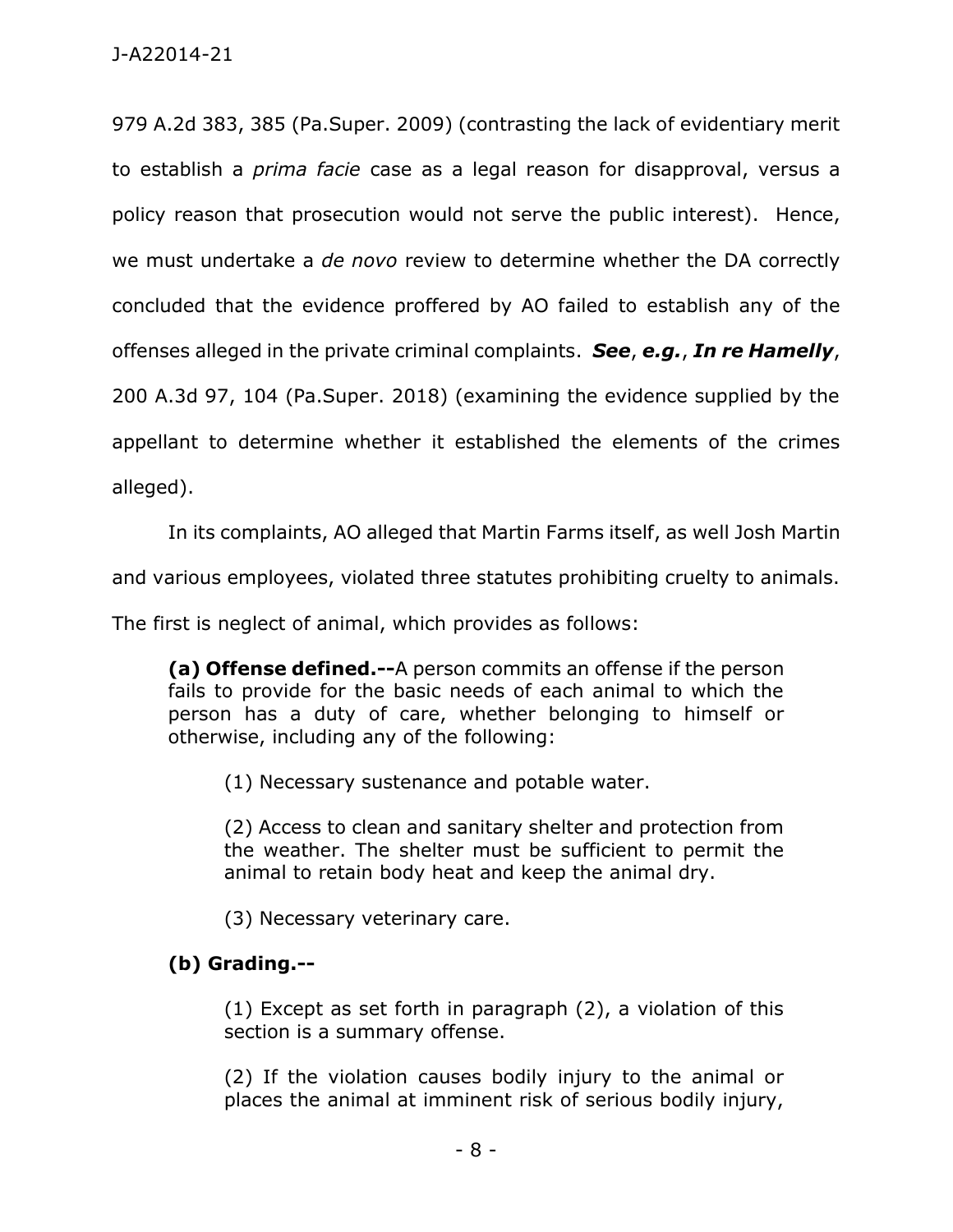979 A.2d 383, 385 (Pa.Super. 2009) (contrasting the lack of evidentiary merit to establish a *prima facie* case as a legal reason for disapproval, versus a policy reason that prosecution would not serve the public interest). Hence, we must undertake a *de novo* review to determine whether the DA correctly concluded that the evidence proffered by AO failed to establish any of the offenses alleged in the private criminal complaints. ***See***, ***e.g.***, ***In re Hamelly***, 200 A.3d 97, 104 (Pa.Super. 2018) (examining the evidence supplied by the appellant to determine whether it established the elements of the crimes alleged).

In its complaints, AO alleged that Martin Farms itself, as well Josh Martin and various employees, violated three statutes prohibiting cruelty to animals. The first is neglect of animal, which provides as follows:

> **(a) Offense defined.--**A person commits an offense if the person fails to provide for the basic needs of each animal to which the person has a duty of care, whether belonging to himself or otherwise, including any of the following:
>
> (1) Necessary sustenance and potable water.
>
> (2) Access to clean and sanitary shelter and protection from the weather. The shelter must be sufficient to permit the animal to retain body heat and keep the animal dry.
>
> (3) Necessary veterinary care.
>
> **(b) Grading.--**
>
> (1) Except as set forth in paragraph (2), a violation of this section is a summary offense.
>
> (2) If the violation causes bodily injury to the animal or places the animal at imminent risk of serious bodily injury,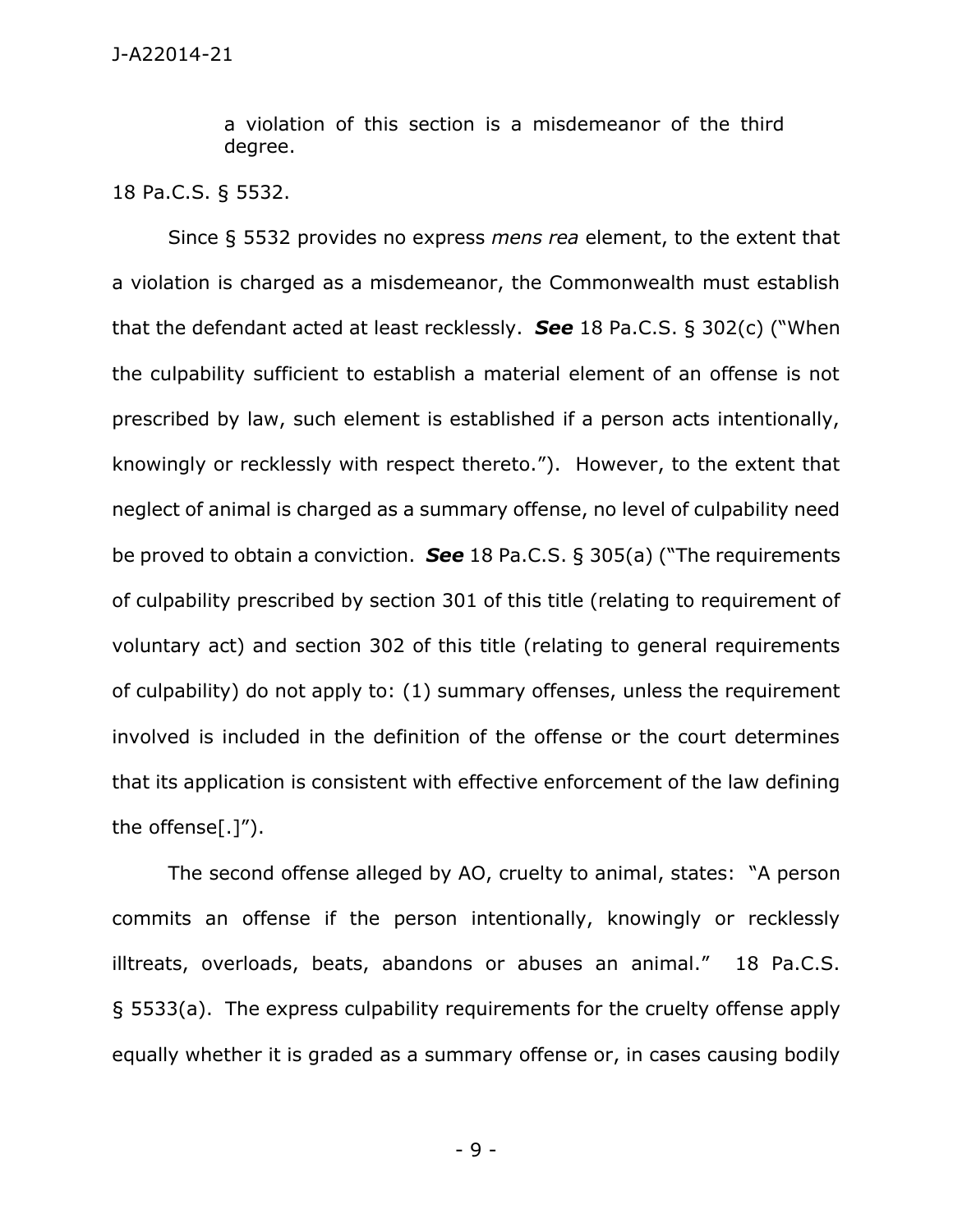> a violation of this section is a misdemeanor of the third degree.

18 Pa.C.S. § 5532.

Since § 5532 provides no express *mens rea* element, to the extent that a violation is charged as a misdemeanor, the Commonwealth must establish that the defendant acted at least recklessly. ***See*** 18 Pa.C.S. § 302(c) ("When the culpability sufficient to establish a material element of an offense is not prescribed by law, such element is established if a person acts intentionally, knowingly or recklessly with respect thereto."). However, to the extent that neglect of animal is charged as a summary offense, no level of culpability need be proved to obtain a conviction. ***See*** 18 Pa.C.S. § 305(a) ("The requirements of culpability prescribed by section 301 of this title (relating to requirement of voluntary act) and section 302 of this title (relating to general requirements of culpability) do not apply to: (1) summary offenses, unless the requirement involved is included in the definition of the offense or the court determines that its application is consistent with effective enforcement of the law defining the offense[.]").

The second offense alleged by AO, cruelty to animal, states: "A person commits an offense if the person intentionally, knowingly or recklessly illtreats, overloads, beats, abandons or abuses an animal." 18 Pa.C.S. § 5533(a). The express culpability requirements for the cruelty offense apply equally whether it is graded as a summary offense or, in cases causing bodily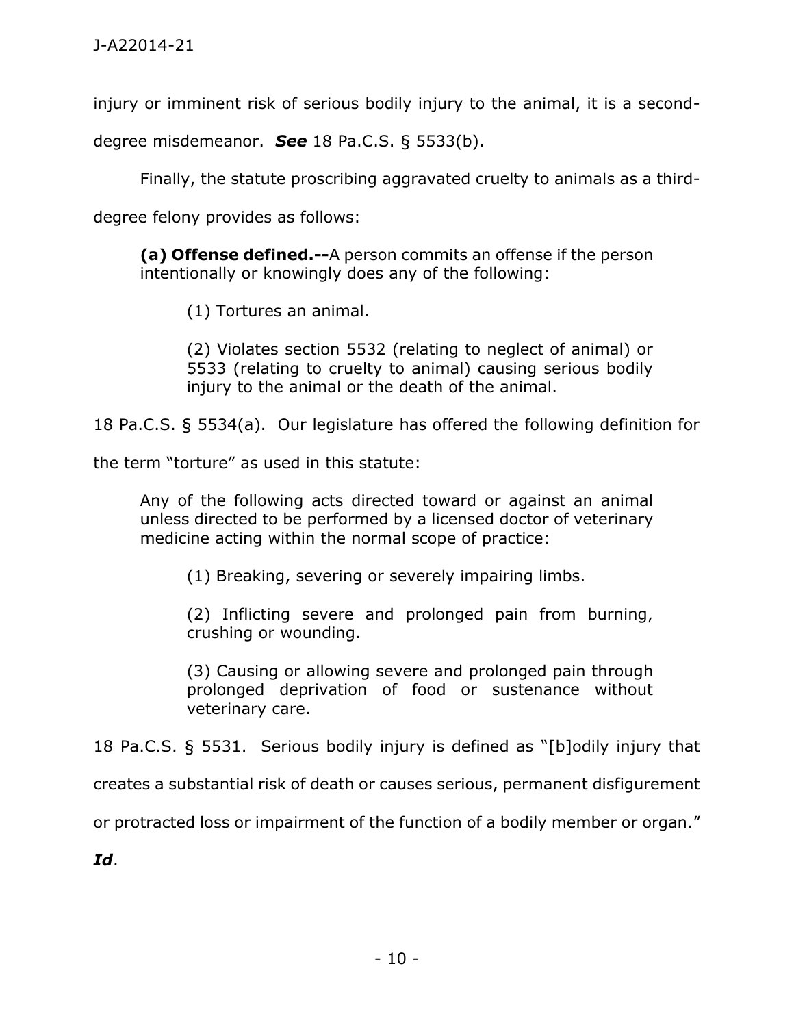injury or imminent risk of serious bodily injury to the animal, it is a second-degree misdemeanor. ***See*** 18 Pa.C.S. § 5533(b).

Finally, the statute proscribing aggravated cruelty to animals as a third-degree felony provides as follows:

> **(a) Offense defined.--**A person commits an offense if the person intentionally or knowingly does any of the following:
>
> (1) Tortures an animal.
>
> (2) Violates section 5532 (relating to neglect of animal) or 5533 (relating to cruelty to animal) causing serious bodily injury to the animal or the death of the animal.

18 Pa.C.S. § 5534(a). Our legislature has offered the following definition for the term "torture" as used in this statute:

> Any of the following acts directed toward or against an animal unless directed to be performed by a licensed doctor of veterinary medicine acting within the normal scope of practice:
>
> (1) Breaking, severing or severely impairing limbs.
>
> (2) Inflicting severe and prolonged pain from burning, crushing or wounding.
>
> (3) Causing or allowing severe and prolonged pain through prolonged deprivation of food or sustenance without veterinary care.

18 Pa.C.S. § 5531. Serious bodily injury is defined as "[b]odily injury that creates a substantial risk of death or causes serious, permanent disfigurement or protracted loss or impairment of the function of a bodily member or organ." ***Id***.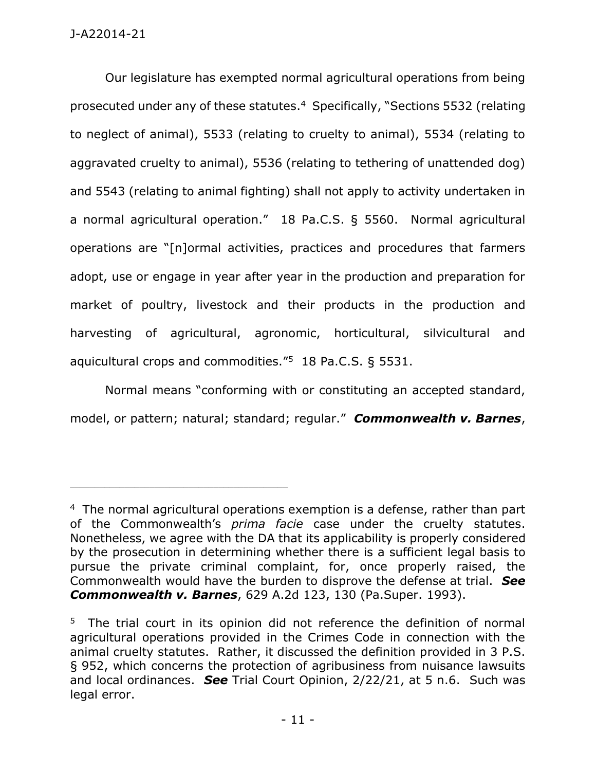Our legislature has exempted normal agricultural operations from being prosecuted under any of these statutes.[4] Specifically, "Sections 5532 (relating to neglect of animal), 5533 (relating to cruelty to animal), 5534 (relating to aggravated cruelty to animal), 5536 (relating to tethering of unattended dog) and 5543 (relating to animal fighting) shall not apply to activity undertaken in a normal agricultural operation." 18 Pa.C.S. § 5560. Normal agricultural operations are "[n]ormal activities, practices and procedures that farmers adopt, use or engage in year after year in the production and preparation for market of poultry, livestock and their products in the production and harvesting of agricultural, agronomic, horticultural, silvicultural and aquicultural crops and commodities."[5] 18 Pa.C.S. § 5531.

Normal means "conforming with or constituting an accepted standard, model, or pattern; natural; standard; regular." ***Commonwealth v. Barnes***,

---

[4] The normal agricultural operations exemption is a defense, rather than part of the Commonwealth's *prima facie* case under the cruelty statutes. Nonetheless, we agree with the DA that its applicability is properly considered by the prosecution in determining whether there is a sufficient legal basis to pursue the private criminal complaint, for, once properly raised, the Commonwealth would have the burden to disprove the defense at trial. ***See Commonwealth v. Barnes***, 629 A.2d 123, 130 (Pa.Super. 1993).

[5] The trial court in its opinion did not reference the definition of normal agricultural operations provided in the Crimes Code in connection with the animal cruelty statutes. Rather, it discussed the definition provided in 3 P.S. § 952, which concerns the protection of agribusiness from nuisance lawsuits and local ordinances. ***See*** Trial Court Opinion, 2/22/21, at 5 n.6. Such was legal error.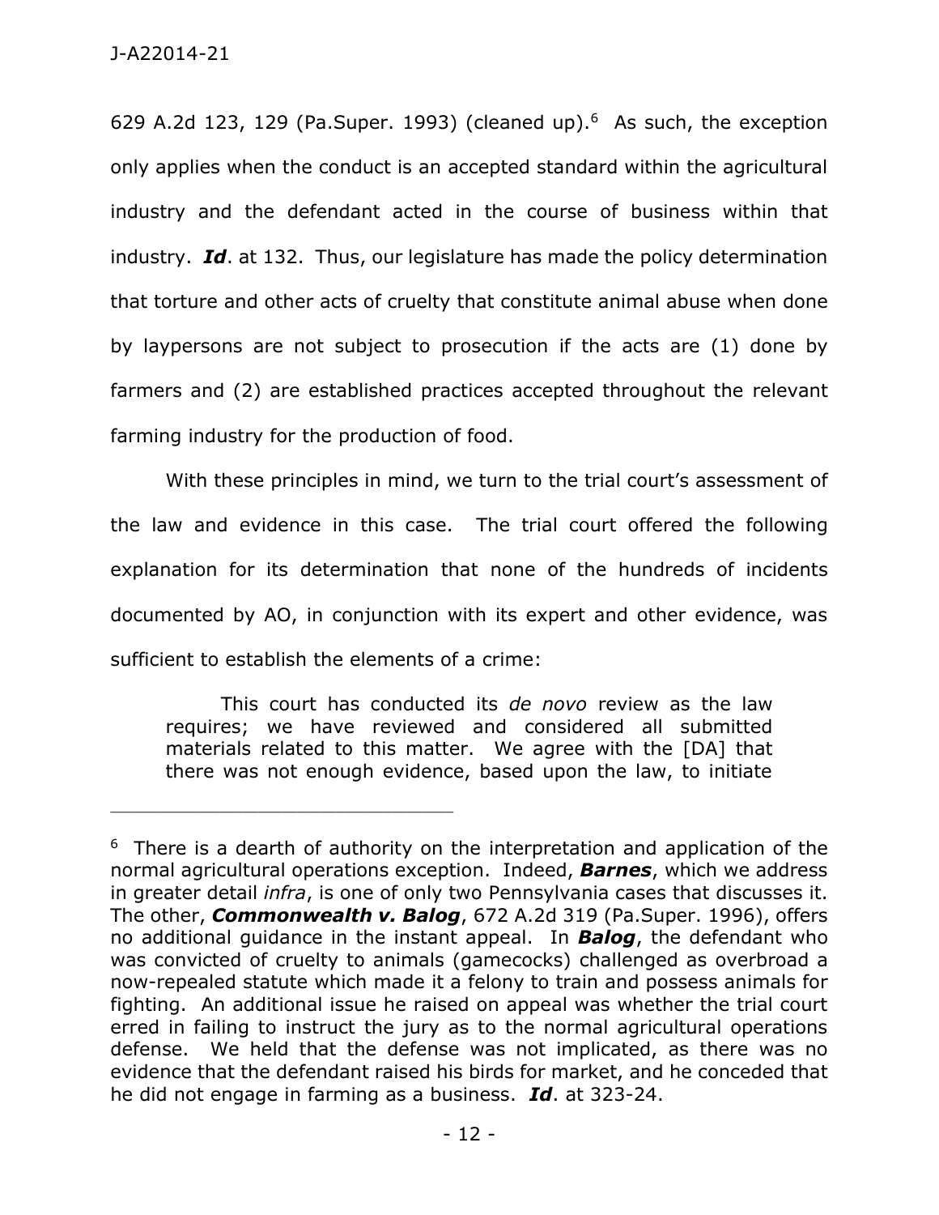629 A.2d 123, 129 (Pa.Super. 1993) (cleaned up).[6] As such, the exception only applies when the conduct is an accepted standard within the agricultural industry and the defendant acted in the course of business within that industry. ***Id***. at 132. Thus, our legislature has made the policy determination that torture and other acts of cruelty that constitute animal abuse when done by laypersons are not subject to prosecution if the acts are (1) done by farmers and (2) are established practices accepted throughout the relevant farming industry for the production of food.

With these principles in mind, we turn to the trial court's assessment of the law and evidence in this case. The trial court offered the following explanation for its determination that none of the hundreds of incidents documented by AO, in conjunction with its expert and other evidence, was sufficient to establish the elements of a crime:

> This court has conducted its *de novo* review as the law requires; we have reviewed and considered all submitted materials related to this matter. We agree with the [DA] that there was not enough evidence, based upon the law, to initiate

---

[6] There is a dearth of authority on the interpretation and application of the normal agricultural operations exception. Indeed, ***Barnes***, which we address in greater detail *infra*, is one of only two Pennsylvania cases that discusses it. The other, ***Commonwealth v. Balog***, 672 A.2d 319 (Pa.Super. 1996), offers no additional guidance in the instant appeal. In ***Balog***, the defendant who was convicted of cruelty to animals (gamecocks) challenged as overbroad a now-repealed statute which made it a felony to train and possess animals for fighting. An additional issue he raised on appeal was whether the trial court erred in failing to instruct the jury as to the normal agricultural operations defense. We held that the defense was not implicated, as there was no evidence that the defendant raised his birds for market, and he conceded that he did not engage in farming as a business. ***Id***. at 323-24.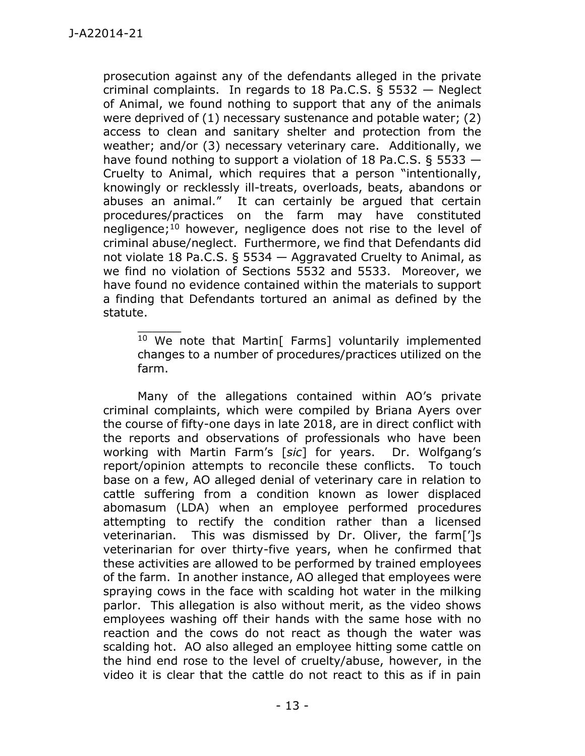prosecution against any of the defendants alleged in the private criminal complaints. In regards to 18 Pa.C.S. § 5532 — Neglect of Animal, we found nothing to support that any of the animals were deprived of (1) necessary sustenance and potable water; (2) access to clean and sanitary shelter and protection from the weather; and/or (3) necessary veterinary care. Additionally, we have found nothing to support a violation of 18 Pa.C.S. § 5533 — Cruelty to Animal, which requires that a person "intentionally, knowingly or recklessly ill-treats, overloads, beats, abandons or abuses an animal." It can certainly be argued that certain procedures/practices on the farm may have constituted negligence;[10] however, negligence does not rise to the level of criminal abuse/neglect. Furthermore, we find that Defendants did not violate 18 Pa.C.S. § 5534 — Aggravated Cruelty to Animal, as we find no violation of Sections 5532 and 5533. Moreover, we have found no evidence contained within the materials to support a finding that Defendants tortured an animal as defined by the statute.

> [10] We note that Martin[ Farms] voluntarily implemented changes to a number of procedures/practices utilized on the farm.

Many of the allegations contained within AO's private criminal complaints, which were compiled by Briana Ayers over the course of fifty-one days in late 2018, are in direct conflict with the reports and observations of professionals who have been working with Martin Farm's [*sic*] for years. Dr. Wolfgang's report/opinion attempts to reconcile these conflicts. To touch base on a few, AO alleged denial of veterinary care in relation to cattle suffering from a condition known as lower displaced abomasum (LDA) when an employee performed procedures attempting to rectify the condition rather than a licensed veterinarian. This was dismissed by Dr. Oliver, the farm['s veterinarian for over thirty-five years, when he confirmed that these activities are allowed to be performed by trained employees of the farm. In another instance, AO alleged that employees were spraying cows in the face with scalding hot water in the milking parlor. This allegation is also without merit, as the video shows employees washing off their hands with the same hose with no reaction and the cows do not react as though the water was scalding hot. AO also alleged an employee hitting some cattle on the hind end rose to the level of cruelty/abuse, however, in the video it is clear that the cattle do not react to this as if in pain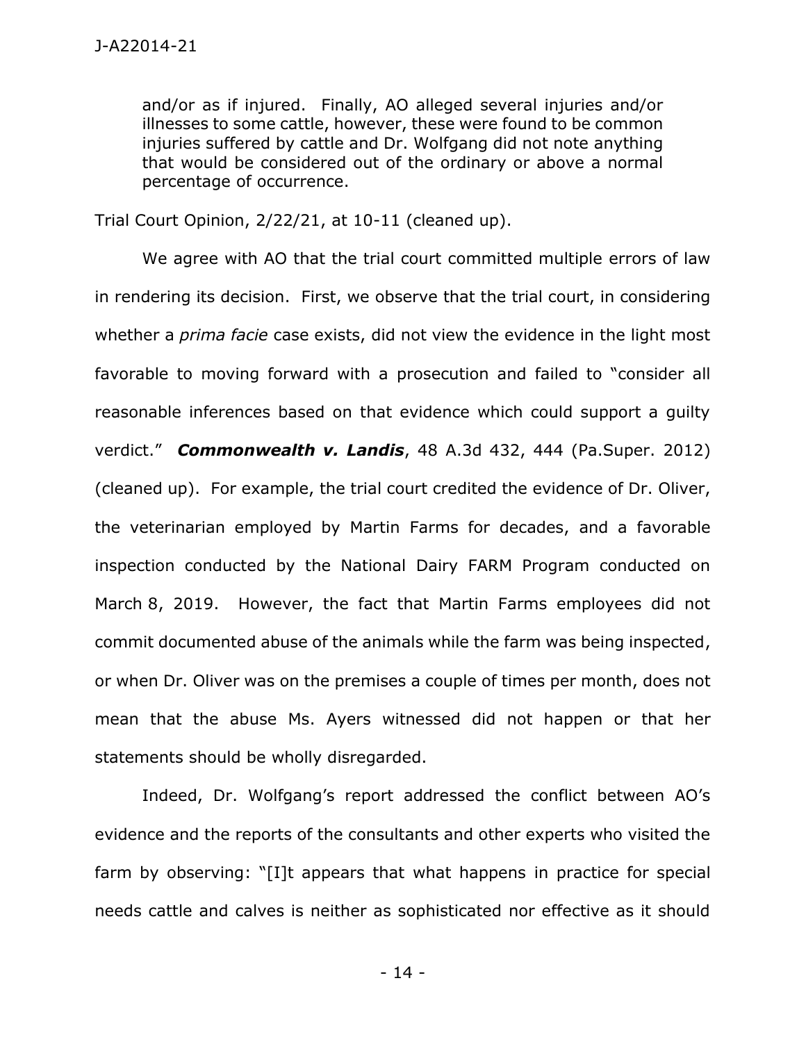> and/or as if injured. Finally, AO alleged several injuries and/or illnesses to some cattle, however, these were found to be common injuries suffered by cattle and Dr. Wolfgang did not note anything that would be considered out of the ordinary or above a normal percentage of occurrence.

Trial Court Opinion, 2/22/21, at 10-11 (cleaned up).

We agree with AO that the trial court committed multiple errors of law in rendering its decision. First, we observe that the trial court, in considering whether a *prima facie* case exists, did not view the evidence in the light most favorable to moving forward with a prosecution and failed to "consider all reasonable inferences based on that evidence which could support a guilty verdict." ***Commonwealth v. Landis***, 48 A.3d 432, 444 (Pa.Super. 2012) (cleaned up). For example, the trial court credited the evidence of Dr. Oliver, the veterinarian employed by Martin Farms for decades, and a favorable inspection conducted by the National Dairy FARM Program conducted on March 8, 2019. However, the fact that Martin Farms employees did not commit documented abuse of the animals while the farm was being inspected, or when Dr. Oliver was on the premises a couple of times per month, does not mean that the abuse Ms. Ayers witnessed did not happen or that her statements should be wholly disregarded.

Indeed, Dr. Wolfgang's report addressed the conflict between AO's evidence and the reports of the consultants and other experts who visited the farm by observing: "[I]t appears that what happens in practice for special needs cattle and calves is neither as sophisticated nor effective as it should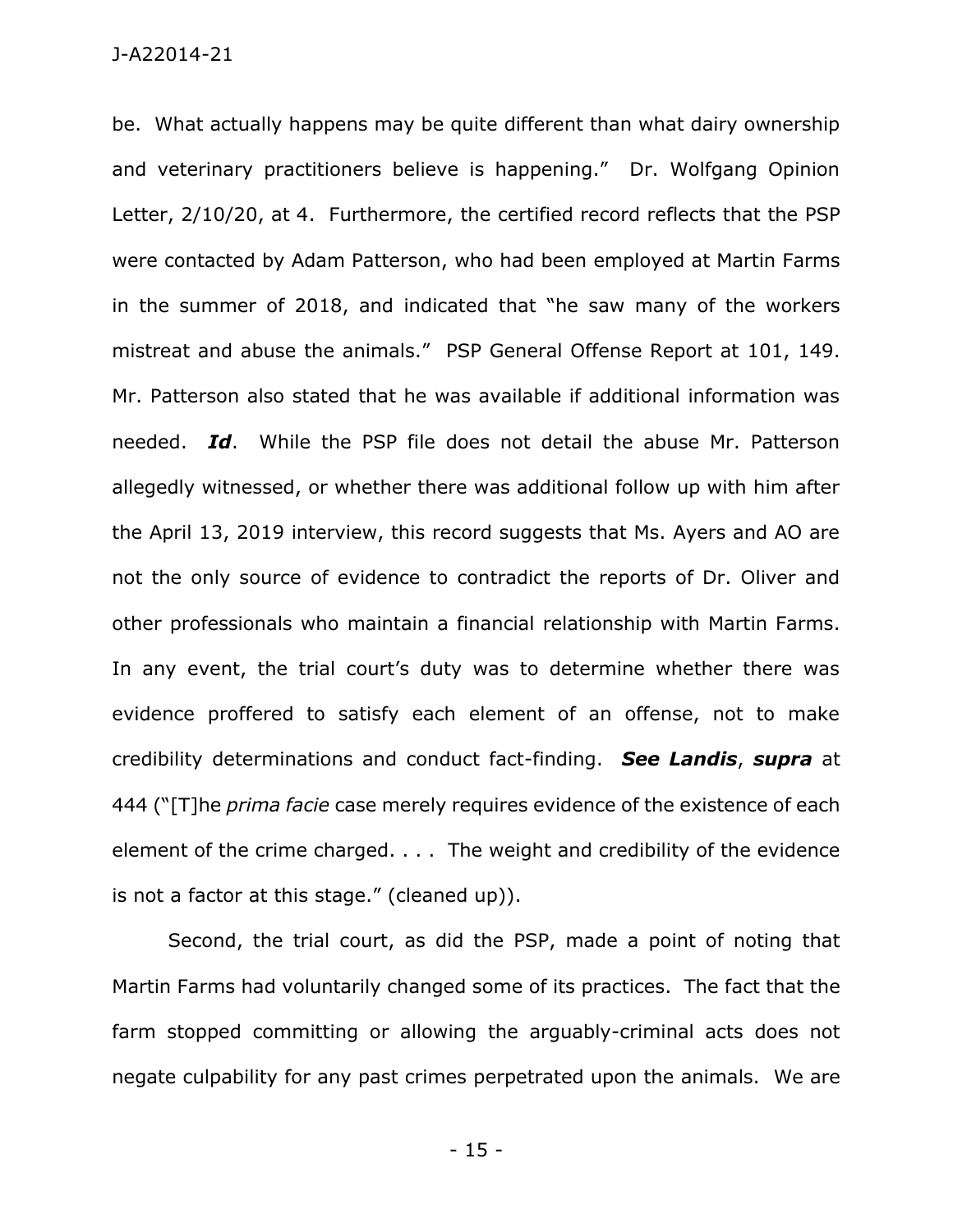be. What actually happens may be quite different than what dairy ownership and veterinary practitioners believe is happening." Dr. Wolfgang Opinion Letter, 2/10/20, at 4. Furthermore, the certified record reflects that the PSP were contacted by Adam Patterson, who had been employed at Martin Farms in the summer of 2018, and indicated that "he saw many of the workers mistreat and abuse the animals." PSP General Offense Report at 101, 149. Mr. Patterson also stated that he was available if additional information was needed. ***Id***. While the PSP file does not detail the abuse Mr. Patterson allegedly witnessed, or whether there was additional follow up with him after the April 13, 2019 interview, this record suggests that Ms. Ayers and AO are not the only source of evidence to contradict the reports of Dr. Oliver and other professionals who maintain a financial relationship with Martin Farms. In any event, the trial court's duty was to determine whether there was evidence proffered to satisfy each element of an offense, not to make credibility determinations and conduct fact-finding. ***See Landis***, ***supra*** at 444 ("[T]he *prima facie* case merely requires evidence of the existence of each element of the crime charged. . . . The weight and credibility of the evidence is not a factor at this stage." (cleaned up)).

Second, the trial court, as did the PSP, made a point of noting that Martin Farms had voluntarily changed some of its practices. The fact that the farm stopped committing or allowing the arguably-criminal acts does not negate culpability for any past crimes perpetrated upon the animals. We are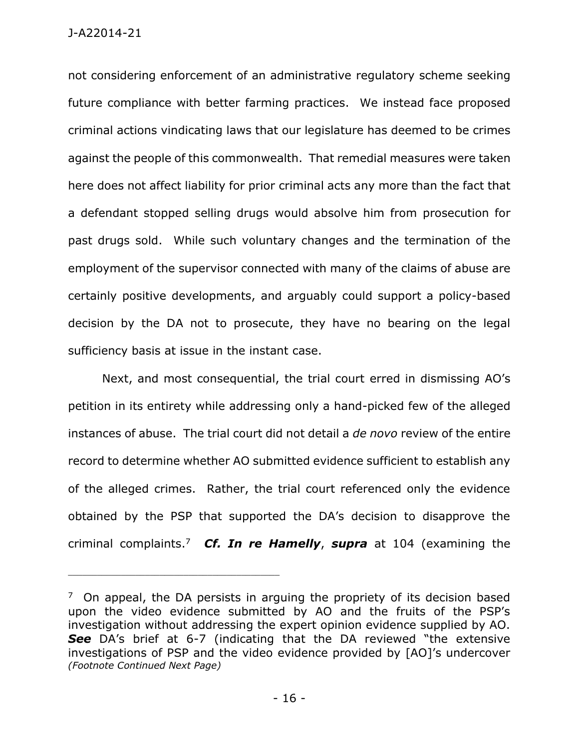not considering enforcement of an administrative regulatory scheme seeking future compliance with better farming practices. We instead face proposed criminal actions vindicating laws that our legislature has deemed to be crimes against the people of this commonwealth. That remedial measures were taken here does not affect liability for prior criminal acts any more than the fact that a defendant stopped selling drugs would absolve him from prosecution for past drugs sold. While such voluntary changes and the termination of the employment of the supervisor connected with many of the claims of abuse are certainly positive developments, and arguably could support a policy-based decision by the DA not to prosecute, they have no bearing on the legal sufficiency basis at issue in the instant case.

Next, and most consequential, the trial court erred in dismissing AO's petition in its entirety while addressing only a hand-picked few of the alleged instances of abuse. The trial court did not detail a *de novo* review of the entire record to determine whether AO submitted evidence sufficient to establish any of the alleged crimes. Rather, the trial court referenced only the evidence obtained by the PSP that supported the DA's decision to disapprove the criminal complaints.[7] ***Cf. In re Hamelly***, ***supra*** at 104 (examining the

---

[7] On appeal, the DA persists in arguing the propriety of its decision based upon the video evidence submitted by AO and the fruits of the PSP's investigation without addressing the expert opinion evidence supplied by AO. ***See*** DA's brief at 6-7 (indicating that the DA reviewed "the extensive investigations of PSP and the video evidence provided by [AO]'s undercover *(Footnote Continued Next Page)*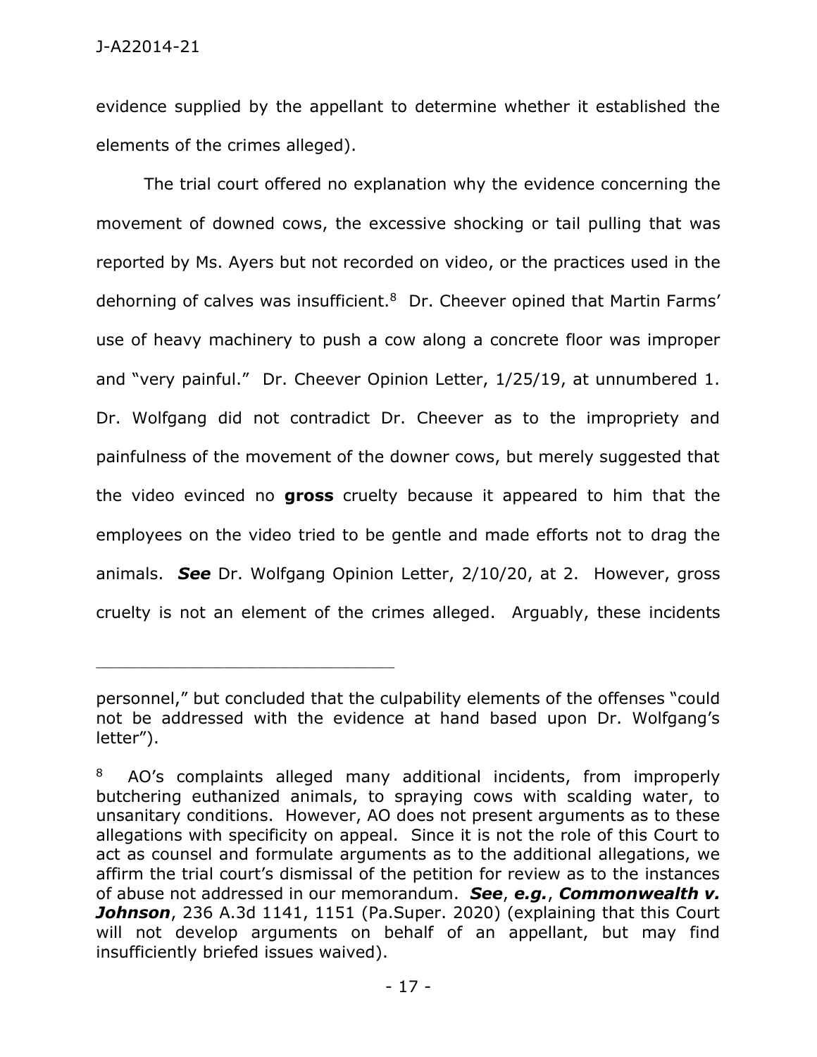evidence supplied by the appellant to determine whether it established the elements of the crimes alleged).

The trial court offered no explanation why the evidence concerning the movement of downed cows, the excessive shocking or tail pulling that was reported by Ms. Ayers but not recorded on video, or the practices used in the dehorning of calves was insufficient.[8] Dr. Cheever opined that Martin Farms' use of heavy machinery to push a cow along a concrete floor was improper and "very painful." Dr. Cheever Opinion Letter, 1/25/19, at unnumbered 1. Dr. Wolfgang did not contradict Dr. Cheever as to the impropriety and painfulness of the movement of the downer cows, but merely suggested that the video evinced no **gross** cruelty because it appeared to him that the employees on the video tried to be gentle and made efforts not to drag the animals. ***See*** Dr. Wolfgang Opinion Letter, 2/10/20, at 2. However, gross cruelty is not an element of the crimes alleged. Arguably, these incidents

---

personnel," but concluded that the culpability elements of the offenses "could not be addressed with the evidence at hand based upon Dr. Wolfgang's letter").

[8] AO's complaints alleged many additional incidents, from improperly butchering euthanized animals, to spraying cows with scalding water, to unsanitary conditions. However, AO does not present arguments as to these allegations with specificity on appeal. Since it is not the role of this Court to act as counsel and formulate arguments as to the additional allegations, we affirm the trial court's dismissal of the petition for review as to the instances of abuse not addressed in our memorandum. ***See***, ***e.g.***, ***Commonwealth v. Johnson***, 236 A.3d 1141, 1151 (Pa.Super. 2020) (explaining that this Court will not develop arguments on behalf of an appellant, but may find insufficiently briefed issues waived).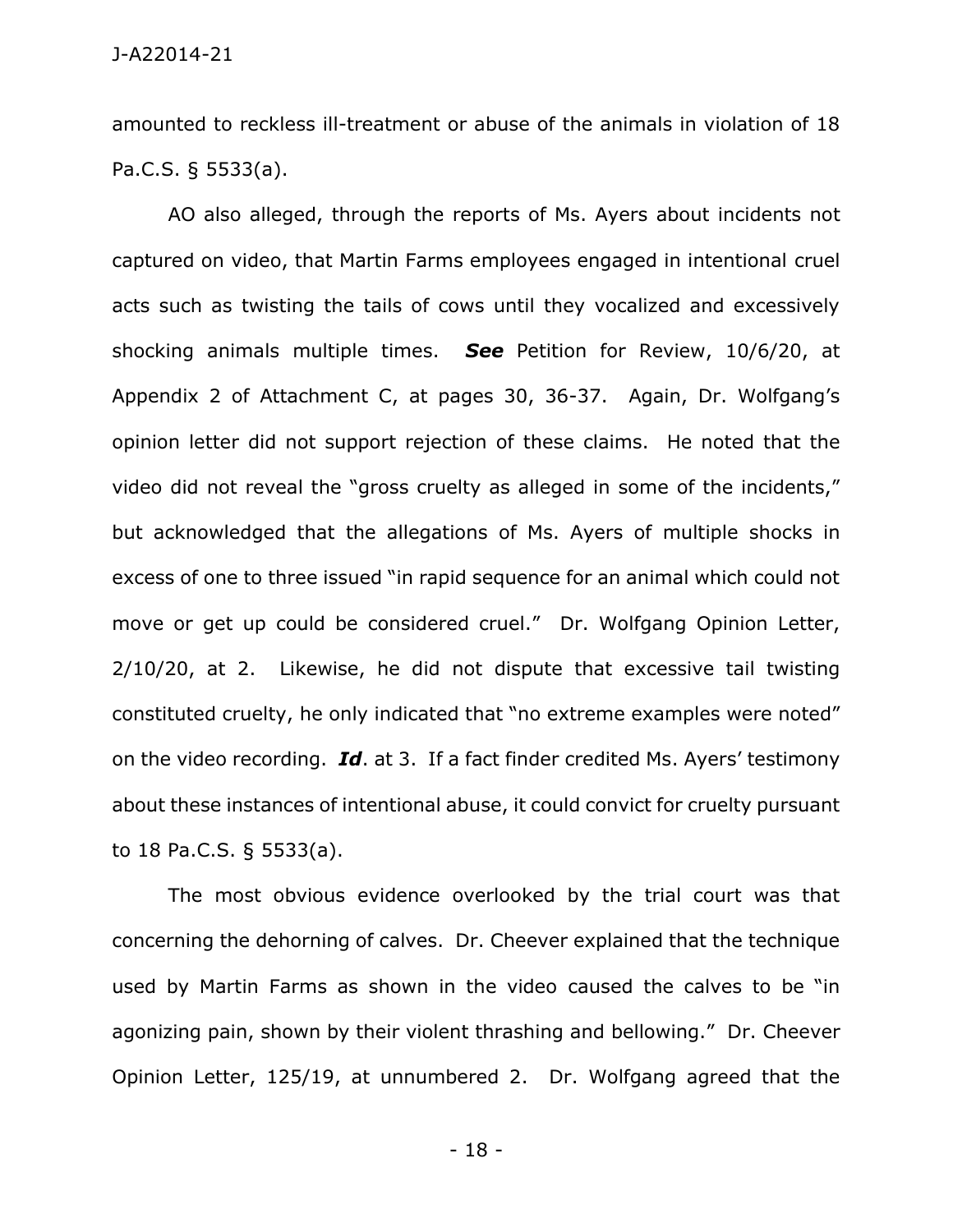amounted to reckless ill-treatment or abuse of the animals in violation of 18 Pa.C.S. § 5533(a).

AO also alleged, through the reports of Ms. Ayers about incidents not captured on video, that Martin Farms employees engaged in intentional cruel acts such as twisting the tails of cows until they vocalized and excessively shocking animals multiple times. ***See*** Petition for Review, 10/6/20, at Appendix 2 of Attachment C, at pages 30, 36-37. Again, Dr. Wolfgang's opinion letter did not support rejection of these claims. He noted that the video did not reveal the "gross cruelty as alleged in some of the incidents," but acknowledged that the allegations of Ms. Ayers of multiple shocks in excess of one to three issued "in rapid sequence for an animal which could not move or get up could be considered cruel." Dr. Wolfgang Opinion Letter, 2/10/20, at 2. Likewise, he did not dispute that excessive tail twisting constituted cruelty, he only indicated that "no extreme examples were noted" on the video recording. ***Id***. at 3. If a fact finder credited Ms. Ayers' testimony about these instances of intentional abuse, it could convict for cruelty pursuant to 18 Pa.C.S. § 5533(a).

The most obvious evidence overlooked by the trial court was that concerning the dehorning of calves. Dr. Cheever explained that the technique used by Martin Farms as shown in the video caused the calves to be "in agonizing pain, shown by their violent thrashing and bellowing." Dr. Cheever Opinion Letter, 125/19, at unnumbered 2. Dr. Wolfgang agreed that the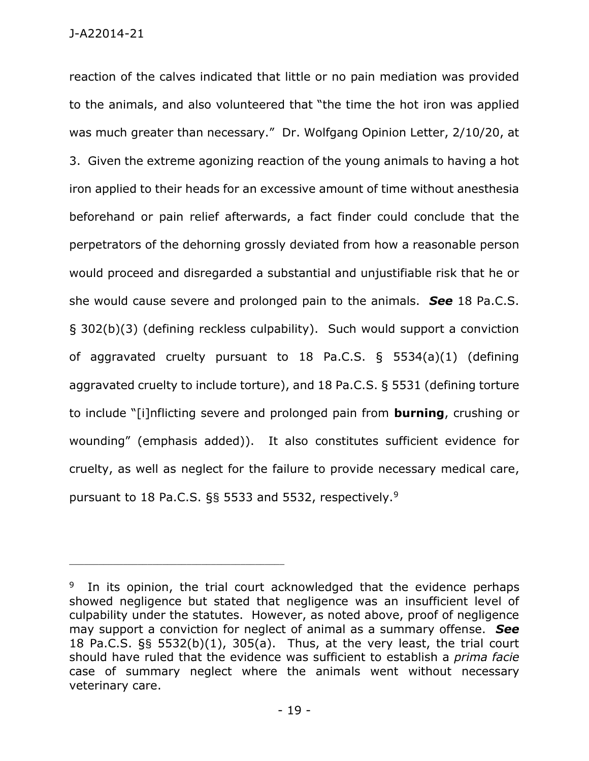reaction of the calves indicated that little or no pain mediation was provided to the animals, and also volunteered that "the time the hot iron was applied was much greater than necessary." Dr. Wolfgang Opinion Letter, 2/10/20, at 3. Given the extreme agonizing reaction of the young animals to having a hot iron applied to their heads for an excessive amount of time without anesthesia beforehand or pain relief afterwards, a fact finder could conclude that the perpetrators of the dehorning grossly deviated from how a reasonable person would proceed and disregarded a substantial and unjustifiable risk that he or she would cause severe and prolonged pain to the animals. ***See*** 18 Pa.C.S. § 302(b)(3) (defining reckless culpability). Such would support a conviction of aggravated cruelty pursuant to 18 Pa.C.S. § 5534(a)(1) (defining aggravated cruelty to include torture), and 18 Pa.C.S. § 5531 (defining torture to include "[i]nflicting severe and prolonged pain from **burning**, crushing or wounding" (emphasis added)). It also constitutes sufficient evidence for cruelty, as well as neglect for the failure to provide necessary medical care, pursuant to 18 Pa.C.S. §§ 5533 and 5532, respectively.[9]

---

[9] In its opinion, the trial court acknowledged that the evidence perhaps showed negligence but stated that negligence was an insufficient level of culpability under the statutes. However, as noted above, proof of negligence may support a conviction for neglect of animal as a summary offense. ***See*** 18 Pa.C.S. §§ 5532(b)(1), 305(a). Thus, at the very least, the trial court should have ruled that the evidence was sufficient to establish a *prima facie* case of summary neglect where the animals went without necessary veterinary care.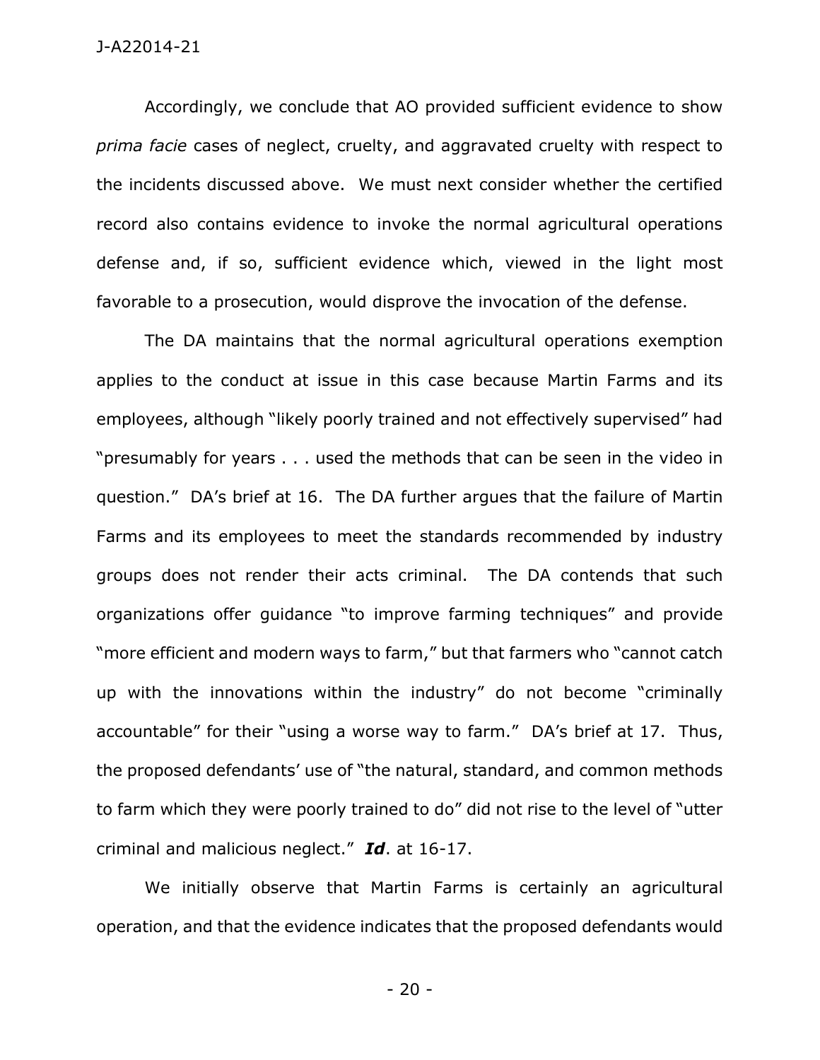Accordingly, we conclude that AO provided sufficient evidence to show *prima facie* cases of neglect, cruelty, and aggravated cruelty with respect to the incidents discussed above. We must next consider whether the certified record also contains evidence to invoke the normal agricultural operations defense and, if so, sufficient evidence which, viewed in the light most favorable to a prosecution, would disprove the invocation of the defense.

The DA maintains that the normal agricultural operations exemption applies to the conduct at issue in this case because Martin Farms and its employees, although "likely poorly trained and not effectively supervised" had "presumably for years . . . used the methods that can be seen in the video in question." DA's brief at 16. The DA further argues that the failure of Martin Farms and its employees to meet the standards recommended by industry groups does not render their acts criminal. The DA contends that such organizations offer guidance "to improve farming techniques" and provide "more efficient and modern ways to farm," but that farmers who "cannot catch up with the innovations within the industry" do not become "criminally accountable" for their "using a worse way to farm." DA's brief at 17. Thus, the proposed defendants' use of "the natural, standard, and common methods to farm which they were poorly trained to do" did not rise to the level of "utter criminal and malicious neglect." ***Id***. at 16-17.

We initially observe that Martin Farms is certainly an agricultural operation, and that the evidence indicates that the proposed defendants would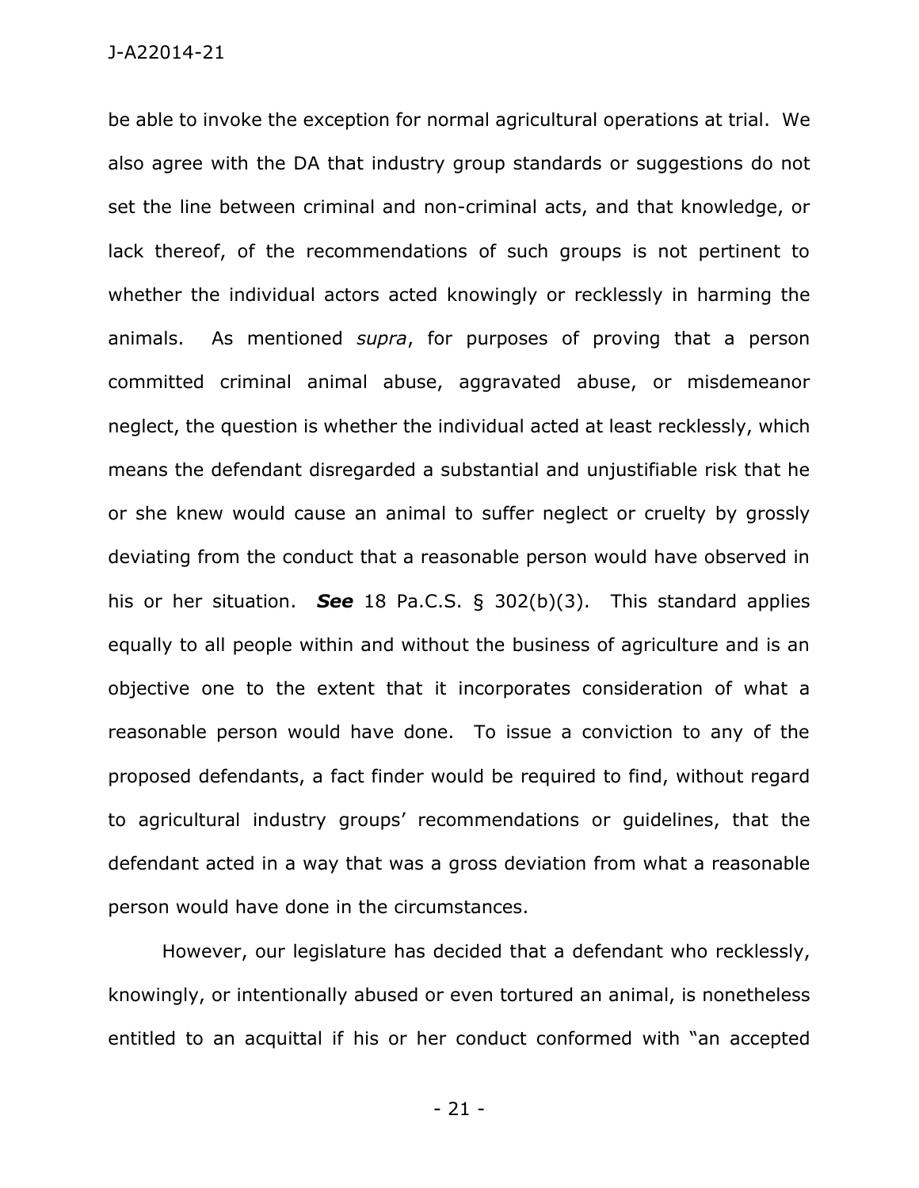be able to invoke the exception for normal agricultural operations at trial. We also agree with the DA that industry group standards or suggestions do not set the line between criminal and non-criminal acts, and that knowledge, or lack thereof, of the recommendations of such groups is not pertinent to whether the individual actors acted knowingly or recklessly in harming the animals. As mentioned *supra*, for purposes of proving that a person committed criminal animal abuse, aggravated abuse, or misdemeanor neglect, the question is whether the individual acted at least recklessly, which means the defendant disregarded a substantial and unjustifiable risk that he or she knew would cause an animal to suffer neglect or cruelty by grossly deviating from the conduct that a reasonable person would have observed in his or her situation. ***See*** 18 Pa.C.S. § 302(b)(3). This standard applies equally to all people within and without the business of agriculture and is an objective one to the extent that it incorporates consideration of what a reasonable person would have done. To issue a conviction to any of the proposed defendants, a fact finder would be required to find, without regard to agricultural industry groups' recommendations or guidelines, that the defendant acted in a way that was a gross deviation from what a reasonable person would have done in the circumstances.

However, our legislature has decided that a defendant who recklessly, knowingly, or intentionally abused or even tortured an animal, is nonetheless entitled to an acquittal if his or her conduct conformed with "an accepted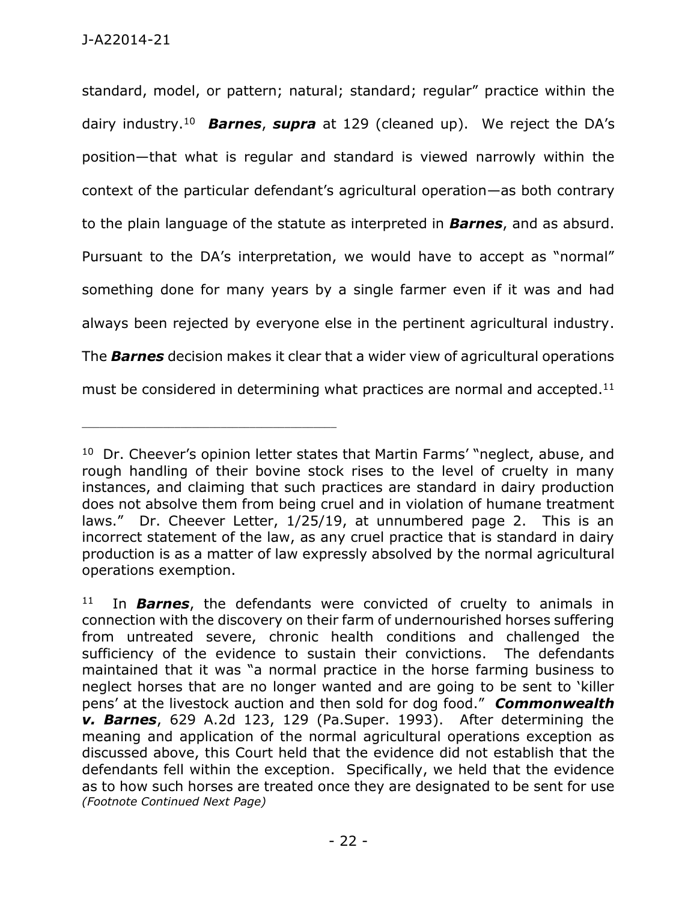standard, model, or pattern; natural; standard; regular" practice within the dairy industry.[10] ***Barnes***, ***supra*** at 129 (cleaned up). We reject the DA's position—that what is regular and standard is viewed narrowly within the context of the particular defendant's agricultural operation—as both contrary to the plain language of the statute as interpreted in ***Barnes***, and as absurd. Pursuant to the DA's interpretation, we would have to accept as "normal" something done for many years by a single farmer even if it was and had always been rejected by everyone else in the pertinent agricultural industry. The ***Barnes*** decision makes it clear that a wider view of agricultural operations must be considered in determining what practices are normal and accepted.[11]

---

[10] Dr. Cheever's opinion letter states that Martin Farms' "neglect, abuse, and rough handling of their bovine stock rises to the level of cruelty in many instances, and claiming that such practices are standard in dairy production does not absolve them from being cruel and in violation of humane treatment laws." Dr. Cheever Letter, 1/25/19, at unnumbered page 2. This is an incorrect statement of the law, as any cruel practice that is standard in dairy production is as a matter of law expressly absolved by the normal agricultural operations exemption.

[11] In ***Barnes***, the defendants were convicted of cruelty to animals in connection with the discovery on their farm of undernourished horses suffering from untreated severe, chronic health conditions and challenged the sufficiency of the evidence to sustain their convictions. The defendants maintained that it was "a normal practice in the horse farming business to neglect horses that are no longer wanted and are going to be sent to 'killer pens' at the livestock auction and then sold for dog food." ***Commonwealth v. Barnes***, 629 A.2d 123, 129 (Pa.Super. 1993). After determining the meaning and application of the normal agricultural operations exception as discussed above, this Court held that the evidence did not establish that the defendants fell within the exception. Specifically, we held that the evidence as to how such horses are treated once they are designated to be sent for use *(Footnote Continued Next Page)*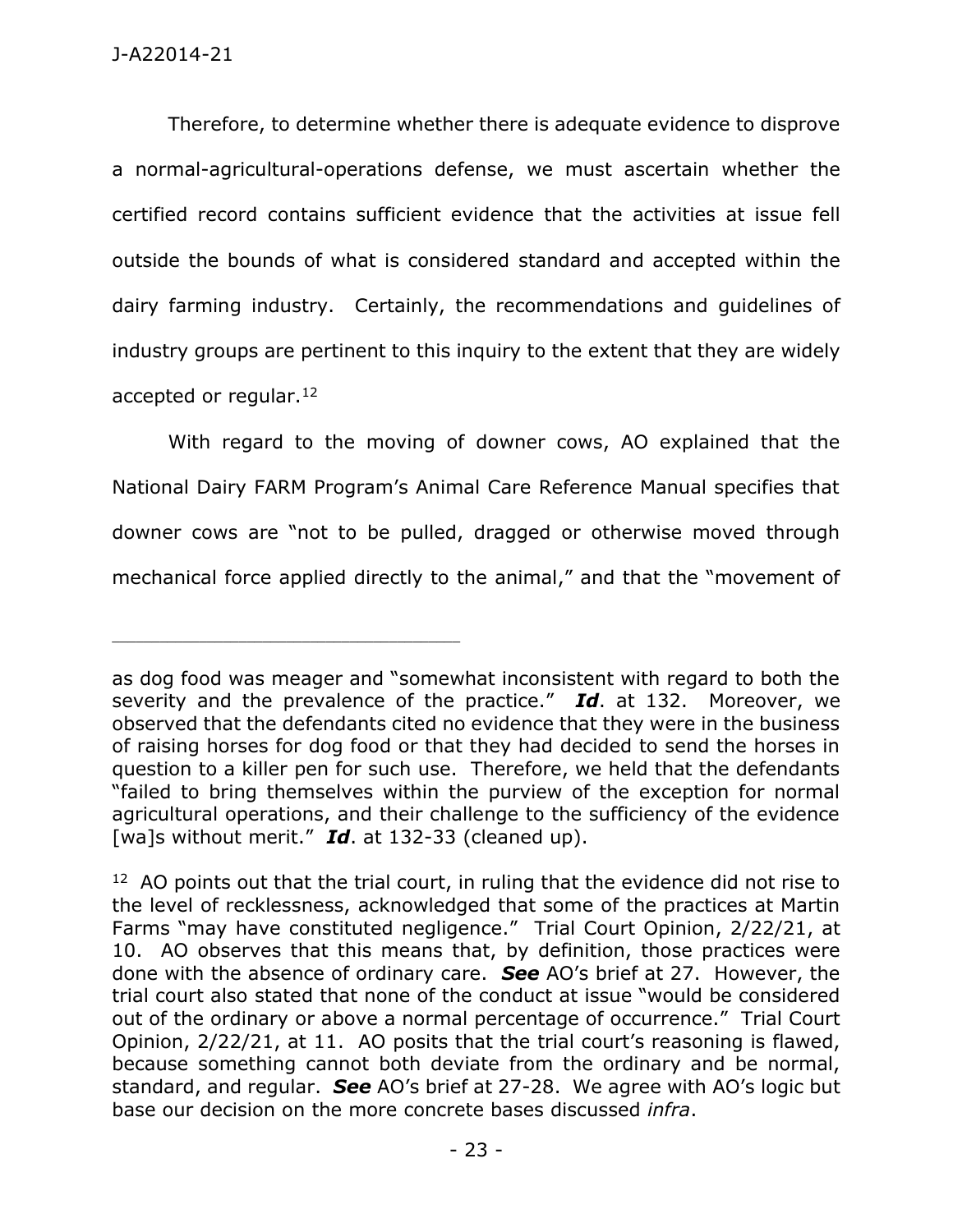Therefore, to determine whether there is adequate evidence to disprove a normal-agricultural-operations defense, we must ascertain whether the certified record contains sufficient evidence that the activities at issue fell outside the bounds of what is considered standard and accepted within the dairy farming industry. Certainly, the recommendations and guidelines of industry groups are pertinent to this inquiry to the extent that they are widely accepted or regular.[12]

With regard to the moving of downer cows, AO explained that the National Dairy FARM Program's Animal Care Reference Manual specifies that downer cows are "not to be pulled, dragged or otherwise moved through mechanical force applied directly to the animal," and that the "movement of

---

as dog food was meager and "somewhat inconsistent with regard to both the severity and the prevalence of the practice." ***Id***. at 132. Moreover, we observed that the defendants cited no evidence that they were in the business of raising horses for dog food or that they had decided to send the horses in question to a killer pen for such use. Therefore, we held that the defendants "failed to bring themselves within the purview of the exception for normal agricultural operations, and their challenge to the sufficiency of the evidence [wa]s without merit." ***Id***. at 132-33 (cleaned up).

[12] AO points out that the trial court, in ruling that the evidence did not rise to the level of recklessness, acknowledged that some of the practices at Martin Farms "may have constituted negligence." Trial Court Opinion, 2/22/21, at 10. AO observes that this means that, by definition, those practices were done with the absence of ordinary care. ***See*** AO's brief at 27. However, the trial court also stated that none of the conduct at issue "would be considered out of the ordinary or above a normal percentage of occurrence." Trial Court Opinion, 2/22/21, at 11. AO posits that the trial court's reasoning is flawed, because something cannot both deviate from the ordinary and be normal, standard, and regular. ***See*** AO's brief at 27-28. We agree with AO's logic but base our decision on the more concrete bases discussed *infra*.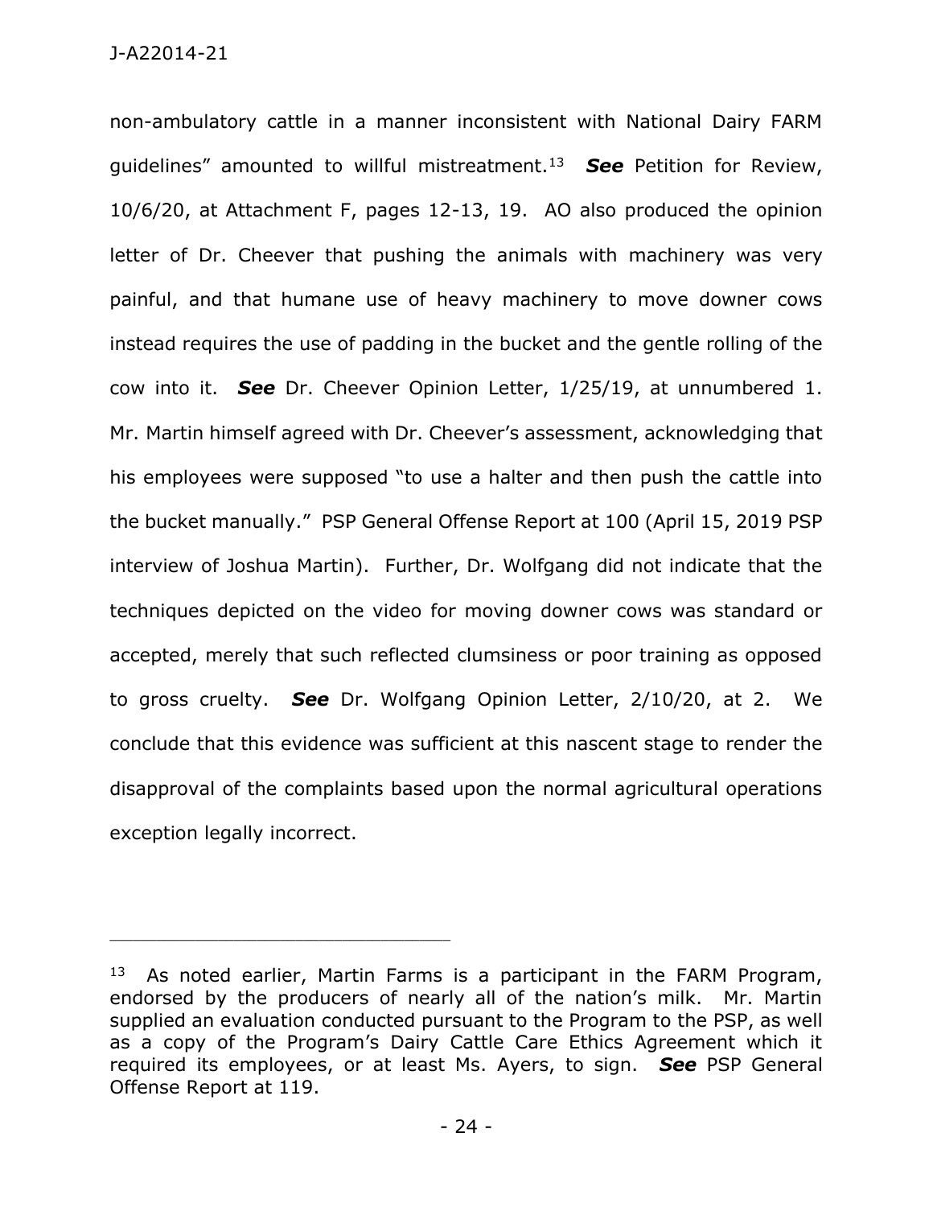non-ambulatory cattle in a manner inconsistent with National Dairy FARM guidelines" amounted to willful mistreatment.[13] ***See*** Petition for Review, 10/6/20, at Attachment F, pages 12-13, 19. AO also produced the opinion letter of Dr. Cheever that pushing the animals with machinery was very painful, and that humane use of heavy machinery to move downer cows instead requires the use of padding in the bucket and the gentle rolling of the cow into it. ***See*** Dr. Cheever Opinion Letter, 1/25/19, at unnumbered 1. Mr. Martin himself agreed with Dr. Cheever's assessment, acknowledging that his employees were supposed "to use a halter and then push the cattle into the bucket manually." PSP General Offense Report at 100 (April 15, 2019 PSP interview of Joshua Martin). Further, Dr. Wolfgang did not indicate that the techniques depicted on the video for moving downer cows was standard or accepted, merely that such reflected clumsiness or poor training as opposed to gross cruelty. ***See*** Dr. Wolfgang Opinion Letter, 2/10/20, at 2. We conclude that this evidence was sufficient at this nascent stage to render the disapproval of the complaints based upon the normal agricultural operations exception legally incorrect.

---

[13] As noted earlier, Martin Farms is a participant in the FARM Program, endorsed by the producers of nearly all of the nation's milk. Mr. Martin supplied an evaluation conducted pursuant to the Program to the PSP, as well as a copy of the Program's Dairy Cattle Care Ethics Agreement which it required its employees, or at least Ms. Ayers, to sign. ***See*** PSP General Offense Report at 119.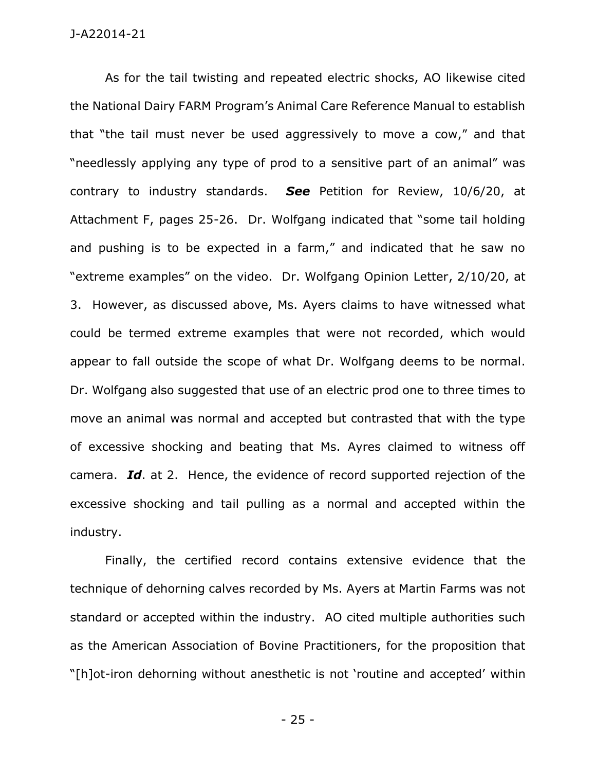As for the tail twisting and repeated electric shocks, AO likewise cited the National Dairy FARM Program's Animal Care Reference Manual to establish that "the tail must never be used aggressively to move a cow," and that "needlessly applying any type of prod to a sensitive part of an animal" was contrary to industry standards. ***See*** Petition for Review, 10/6/20, at Attachment F, pages 25-26. Dr. Wolfgang indicated that "some tail holding and pushing is to be expected in a farm," and indicated that he saw no "extreme examples" on the video. Dr. Wolfgang Opinion Letter, 2/10/20, at 3. However, as discussed above, Ms. Ayers claims to have witnessed what could be termed extreme examples that were not recorded, which would appear to fall outside the scope of what Dr. Wolfgang deems to be normal. Dr. Wolfgang also suggested that use of an electric prod one to three times to move an animal was normal and accepted but contrasted that with the type of excessive shocking and beating that Ms. Ayres claimed to witness off camera. ***Id***. at 2. Hence, the evidence of record supported rejection of the excessive shocking and tail pulling as a normal and accepted within the industry.

Finally, the certified record contains extensive evidence that the technique of dehorning calves recorded by Ms. Ayers at Martin Farms was not standard or accepted within the industry. AO cited multiple authorities such as the American Association of Bovine Practitioners, for the proposition that "[h]ot-iron dehorning without anesthetic is not 'routine and accepted' within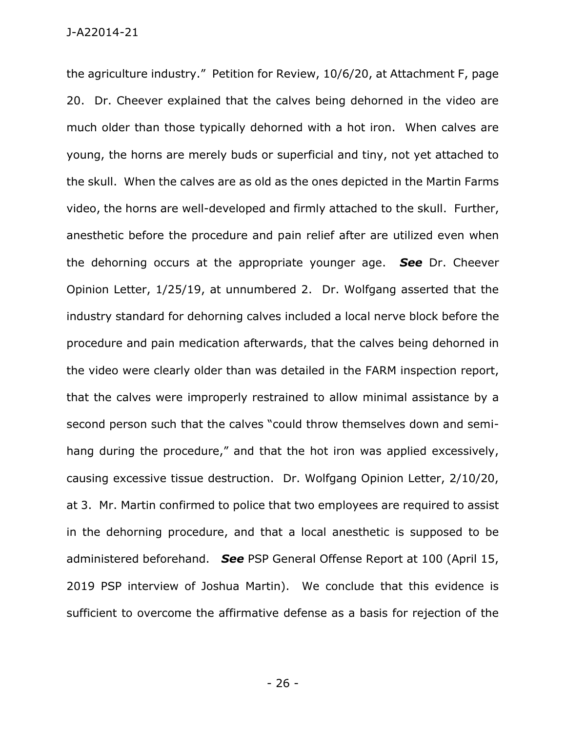the agriculture industry." Petition for Review, 10/6/20, at Attachment F, page 20. Dr. Cheever explained that the calves being dehorned in the video are much older than those typically dehorned with a hot iron. When calves are young, the horns are merely buds or superficial and tiny, not yet attached to the skull. When the calves are as old as the ones depicted in the Martin Farms video, the horns are well-developed and firmly attached to the skull. Further, anesthetic before the procedure and pain relief after are utilized even when the dehorning occurs at the appropriate younger age. ***See*** Dr. Cheever Opinion Letter, 1/25/19, at unnumbered 2. Dr. Wolfgang asserted that the industry standard for dehorning calves included a local nerve block before the procedure and pain medication afterwards, that the calves being dehorned in the video were clearly older than was detailed in the FARM inspection report, that the calves were improperly restrained to allow minimal assistance by a second person such that the calves "could throw themselves down and semi-hang during the procedure," and that the hot iron was applied excessively, causing excessive tissue destruction. Dr. Wolfgang Opinion Letter, 2/10/20, at 3. Mr. Martin confirmed to police that two employees are required to assist in the dehorning procedure, and that a local anesthetic is supposed to be administered beforehand. ***See*** PSP General Offense Report at 100 (April 15, 2019 PSP interview of Joshua Martin). We conclude that this evidence is sufficient to overcome the affirmative defense as a basis for rejection of the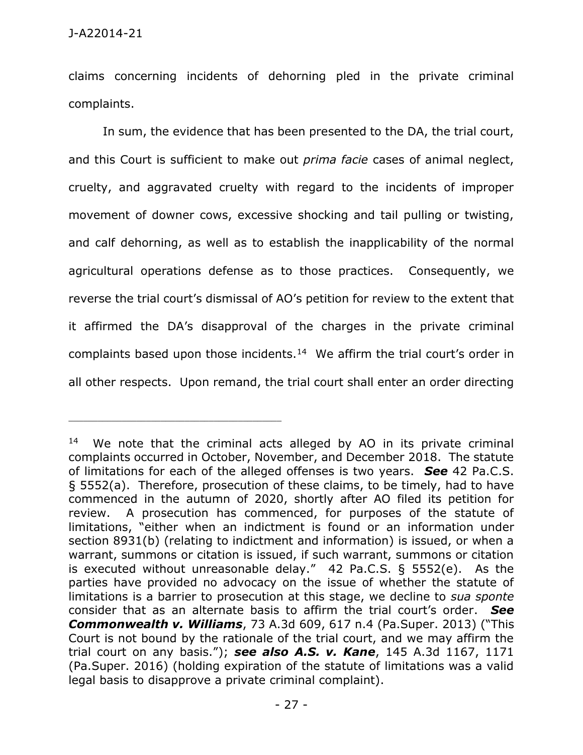claims concerning incidents of dehorning pled in the private criminal complaints.

In sum, the evidence that has been presented to the DA, the trial court, and this Court is sufficient to make out *prima facie* cases of animal neglect, cruelty, and aggravated cruelty with regard to the incidents of improper movement of downer cows, excessive shocking and tail pulling or twisting, and calf dehorning, as well as to establish the inapplicability of the normal agricultural operations defense as to those practices. Consequently, we reverse the trial court's dismissal of AO's petition for review to the extent that it affirmed the DA's disapproval of the charges in the private criminal complaints based upon those incidents.[14] We affirm the trial court's order in all other respects. Upon remand, the trial court shall enter an order directing

---

[14] We note that the criminal acts alleged by AO in its private criminal complaints occurred in October, November, and December 2018. The statute of limitations for each of the alleged offenses is two years. ***See*** 42 Pa.C.S. § 5552(a). Therefore, prosecution of these claims, to be timely, had to have commenced in the autumn of 2020, shortly after AO filed its petition for review. A prosecution has commenced, for purposes of the statute of limitations, "either when an indictment is found or an information under section 8931(b) (relating to indictment and information) is issued, or when a warrant, summons or citation is issued, if such warrant, summons or citation is executed without unreasonable delay." 42 Pa.C.S. § 5552(e). As the parties have provided no advocacy on the issue of whether the statute of limitations is a barrier to prosecution at this stage, we decline to *sua sponte* consider that as an alternate basis to affirm the trial court's order. ***See Commonwealth v. Williams***, 73 A.3d 609, 617 n.4 (Pa.Super. 2013) ("This Court is not bound by the rationale of the trial court, and we may affirm the trial court on any basis."); ***see also A.S. v. Kane***, 145 A.3d 1167, 1171 (Pa.Super. 2016) (holding expiration of the statute of limitations was a valid legal basis to disapprove a private criminal complaint).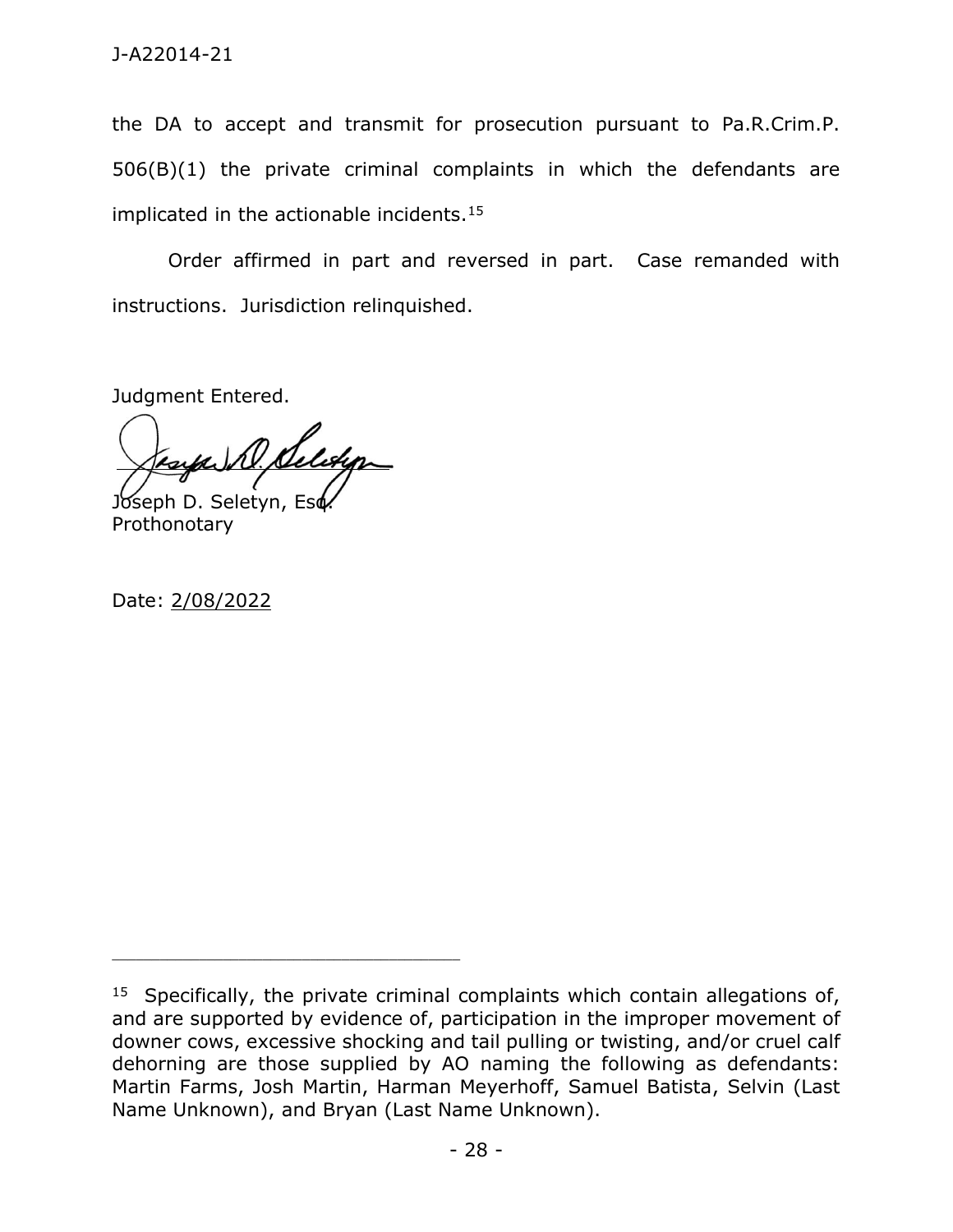the DA to accept and transmit for prosecution pursuant to Pa.R.Crim.P. 506(B)(1) the private criminal complaints in which the defendants are implicated in the actionable incidents.[15]

Order affirmed in part and reversed in part. Case remanded with instructions. Jurisdiction relinquished.

Judgment Entered.

Joseph D. Seletyn, Esq.
Prothonotary

Date: 2/08/2022

---

[15] Specifically, the private criminal complaints which contain allegations of, and are supported by evidence of, participation in the improper movement of downer cows, excessive shocking and tail pulling or twisting, and/or cruel calf dehorning are those supplied by AO naming the following as defendants: Martin Farms, Josh Martin, Harman Meyerhoff, Samuel Batista, Selvin (Last Name Unknown), and Bryan (Last Name Unknown).